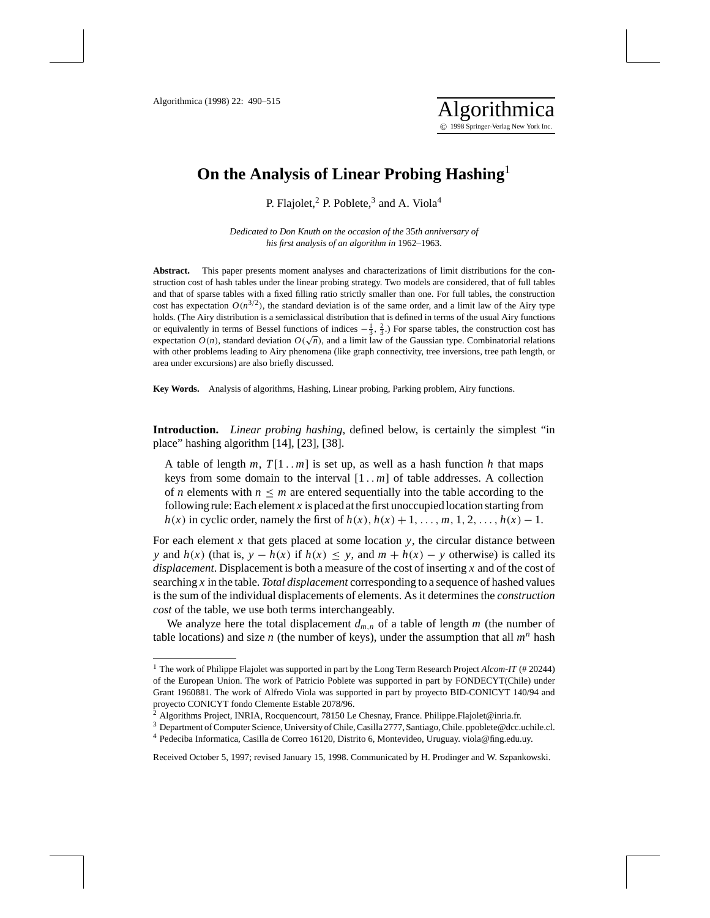# On the Analysis of Linear Probing Hashing[1]

P. Flajolet,[2] P. Poblete,[3] and A. Viola[4]

*Dedicated to Don Knuth on the occasion of the* 35*th anniversary of his first analysis of an algorithm in* 1962–1963.

**Abstract.** This paper presents moment analyses and characterizations of limit distributions for the construction cost of hash tables under the linear probing strategy. Two models are considered, that of full tables and that of sparse tables with a fixed filling ratio strictly smaller than one. For full tables, the construction cost has expectation $O(n^{3/2})$, the standard deviation is of the same order, and a limit law of the Airy type holds. (The Airy distribution is a semiclassical distribution that is defined in terms of the usual Airy functions or equivalently in terms of Bessel functions of indices $-\frac{1}{3}, \frac{2}{3}$.) For sparse tables, the construction cost has expectation $O(n)$, standard deviation $O(\sqrt{n})$, and a limit law of the Gaussian type. Combinatorial relations with other problems leading to Airy phenomena (like graph connectivity, tree inversions, tree path length, or area under excursions) are also briefly discussed.

**Key Words.** Analysis of algorithms, Hashing, Linear probing, Parking problem, Airy functions.

**Introduction.** *Linear probing hashing*, defined below, is certainly the simplest "in place" hashing algorithm [14], [23], [38].

> A table of length $m$, $T[1\,..\,m]$ is set up, as well as a hash function $h$ that maps keys from some domain to the interval $[1\,..\,m]$ of table addresses. A collection of $n$ elements with $n \le m$ are entered sequentially into the table according to the following rule: Each element $x$ is placed at the first unoccupied location starting from $h(x)$ in cyclic order, namely the first of $h(x), h(x)+1, \ldots, m, 1, 2, \ldots, h(x)-1$.

For each element $x$ that gets placed at some location $y$, the circular distance between $y$ and $h(x)$ (that is, $y - h(x)$ if $h(x) \le y$, and $m + h(x) - y$ otherwise) is called its *displacement*. Displacement is both a measure of the cost of inserting $x$ and of the cost of searching $x$ in the table. *Total displacement* corresponding to a sequence of hashed values is the sum of the individual displacements of elements. As it determines the *construction cost* of the table, we use both terms interchangeably.

We analyze here the total displacement $d_{m,n}$ of a table of length $m$ (the number of table locations) and size $n$ (the number of keys), under the assumption that all $m^n$ hash

---

[1] The work of Philippe Flajolet was supported in part by the Long Term Research Project *Alcom-IT* (# 20244) of the European Union. The work of Patricio Poblete was supported in part by FONDECYT(Chile) under Grant 1960881. The work of Alfredo Viola was supported in part by proyecto BID-CONICYT 140/94 and proyecto CONICYT fondo Clemente Estable 2078/96.

[2] Algorithms Project, INRIA, Rocquencourt, 78150 Le Chesnay, France. Philippe.Flajolet@inria.fr.

[3] Department of Computer Science, University of Chile, Casilla 2777, Santiago, Chile. ppoblete@dcc.uchile.cl.

[4] Pedeciba Informatica, Casilla de Correo 16120, Distrito 6, Montevideo, Uruguay. viola@fing.edu.uy.

Received October 5, 1997; revised January 15, 1998. Communicated by H. Prodinger and W. Szpankowski.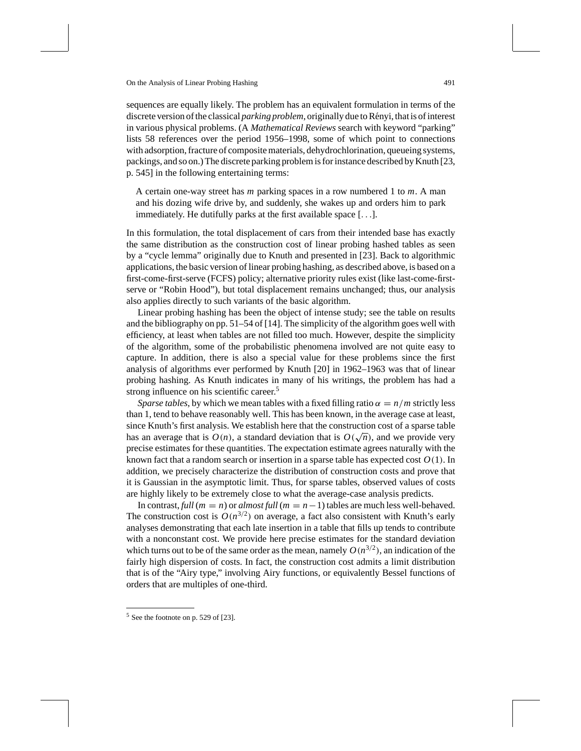sequences are equally likely. The problem has an equivalent formulation in terms of the discrete version of the classical *parking problem*, originally due to Rényi, that is of interest in various physical problems. (A *Mathematical Reviews* search with keyword "parking" lists 58 references over the period 1956–1998, some of which point to connections with adsorption, fracture of composite materials, dehydrochlorination, queueing systems, packings, and so on.) The discrete parking problem is for instance described by Knuth [23, p. 545] in the following entertaining terms:

> A certain one-way street has $m$ parking spaces in a row numbered 1 to $m$. A man and his dozing wife drive by, and suddenly, she wakes up and orders him to park immediately. He dutifully parks at the first available space [. . .].

In this formulation, the total displacement of cars from their intended base has exactly the same distribution as the construction cost of linear probing hashed tables as seen by a "cycle lemma" originally due to Knuth and presented in [23]. Back to algorithmic applications, the basic version of linear probing hashing, as described above, is based on a first-come-first-serve (FCFS) policy; alternative priority rules exist (like last-come-first-serve or "Robin Hood"), but total displacement remains unchanged; thus, our analysis also applies directly to such variants of the basic algorithm.

Linear probing hashing has been the object of intense study; see the table on results and the bibliography on pp. 51–54 of [14]. The simplicity of the algorithm goes well with efficiency, at least when tables are not filled too much. However, despite the simplicity of the algorithm, some of the probabilistic phenomena involved are not quite easy to capture. In addition, there is also a special value for these problems since the first analysis of algorithms ever performed by Knuth [20] in 1962–1963 was that of linear probing hashing. As Knuth indicates in many of his writings, the problem has had a strong influence on his scientific career.[5]

*Sparse tables*, by which we mean tables with a fixed filling ratio $\alpha = n/m$ strictly less than 1, tend to behave reasonably well. This has been known, in the average case at least, since Knuth's first analysis. We establish here that the construction cost of a sparse table has an average that is $O(n)$, a standard deviation that is $O(\sqrt{n})$, and we provide very precise estimates for these quantities. The expectation estimate agrees naturally with the known fact that a random search or insertion in a sparse table has expected cost $O(1)$. In addition, we precisely characterize the distribution of construction costs and prove that it is Gaussian in the asymptotic limit. Thus, for sparse tables, observed values of costs are highly likely to be extremely close to what the average-case analysis predicts.

In contrast, *full* ($m = n$) or *almost full* ($m = n - 1$) tables are much less well-behaved. The construction cost is $O(n^{3/2})$ on average, a fact also consistent with Knuth's early analyses demonstrating that each late insertion in a table that fills up tends to contribute with a nonconstant cost. We provide here precise estimates for the standard deviation which turns out to be of the same order as the mean, namely $O(n^{3/2})$, an indication of the fairly high dispersion of costs. In fact, the construction cost admits a limit distribution that is of the "Airy type," involving Airy functions, or equivalently Bessel functions of orders that are multiples of one-third.

---

[5] See the footnote on p. 529 of [23].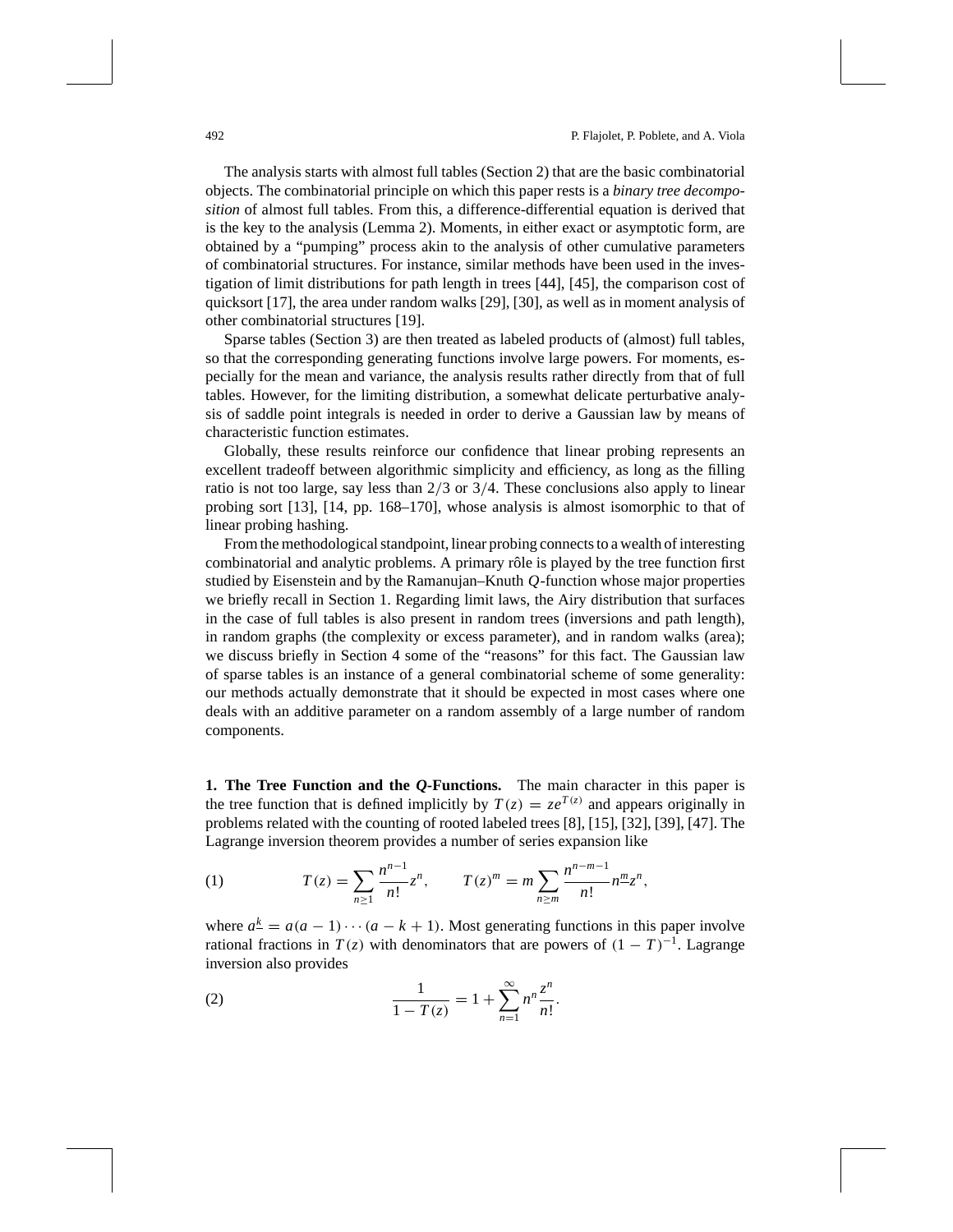The analysis starts with almost full tables (Section 2) that are the basic combinatorial objects. The combinatorial principle on which this paper rests is a *binary tree decomposition* of almost full tables. From this, a difference-differential equation is derived that is the key to the analysis (Lemma 2). Moments, in either exact or asymptotic form, are obtained by a "pumping" process akin to the analysis of other cumulative parameters of combinatorial structures. For instance, similar methods have been used in the investigation of limit distributions for path length in trees [44], [45], the comparison cost of quicksort [17], the area under random walks [29], [30], as well as in moment analysis of other combinatorial structures [19].

Sparse tables (Section 3) are then treated as labeled products of (almost) full tables, so that the corresponding generating functions involve large powers. For moments, especially for the mean and variance, the analysis results rather directly from that of full tables. However, for the limiting distribution, a somewhat delicate perturbative analysis of saddle point integrals is needed in order to derive a Gaussian law by means of characteristic function estimates.

Globally, these results reinforce our confidence that linear probing represents an excellent tradeoff between algorithmic simplicity and efficiency, as long as the filling ratio is not too large, say less than $2/3$ or $3/4$. These conclusions also apply to linear probing sort [13], [14, pp. 168–170], whose analysis is almost isomorphic to that of linear probing hashing.

From the methodological standpoint, linear probing connects to a wealth of interesting combinatorial and analytic problems. A primary rôle is played by the tree function first studied by Eisenstein and by the Ramanujan–Knuth $Q$-function whose major properties we briefly recall in Section 1. Regarding limit laws, the Airy distribution that surfaces in the case of full tables is also present in random trees (inversions and path length), in random graphs (the complexity or excess parameter), and in random walks (area); we discuss briefly in Section 4 some of the "reasons" for this fact. The Gaussian law of sparse tables is an instance of a general combinatorial scheme of some generality: our methods actually demonstrate that it should be expected in most cases where one deals with an additive parameter on a random assembly of a large number of random components.

**1. The Tree Function and the *Q*-Functions.** The main character in this paper is the tree function that is defined implicitly by $T(z) = ze^{T(z)}$ and appears originally in problems related with the counting of rooted labeled trees [8], [15], [32], [39], [47]. The Lagrange inversion theorem provides a number of series expansion like

$$T(z) = \sum_{n\geq 1} \frac{n^{n-1}}{n!} z^n, \qquad T(z)^m = m \sum_{n \geq m} \frac{n^{n-m-1}}{n!} n^{\underline{m}} z^n, \tag{1}$$

where $a^{\underline{k}} = a(a-1)\cdots(a-k+1)$. Most generating functions in this paper involve rational fractions in $T(z)$ with denominators that are powers of $(1-T)^{-1}$. Lagrange inversion also provides

$$\frac{1}{1-T(z)} = 1 + \sum_{n=1}^{\infty} n^n \frac{z^n}{n!}. \tag{2}$$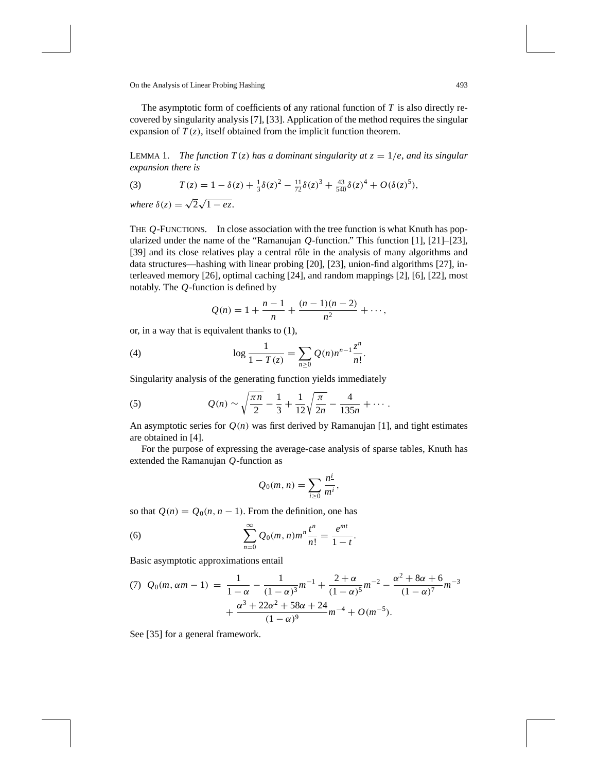The asymptotic form of coefficients of any rational function of $T$ is also directly recovered by singularity analysis [7], [33]. Application of the method requires the singular expansion of $T(z)$, itself obtained from the implicit function theorem.

LEMMA 1. *The function $T(z)$ has a dominant singularity at $z = 1/e$, and its singular expansion there is*

$$T(z) = 1 - \delta(z) + \tfrac{1}{3}\delta(z)^2 - \tfrac{11}{72}\delta(z)^3 + \tfrac{43}{540}\delta(z)^4 + O(\delta(z)^5), \tag{3}$$

*where* $\delta(z) = \sqrt{2}\sqrt{1 - ez}$.

THE $Q$-FUNCTIONS. In close association with the tree function is what Knuth has popularized under the name of the "Ramanujan $Q$-function." This function [1], [21]–[23], [39] and its close relatives play a central rôle in the analysis of many algorithms and data structures—hashing with linear probing [20], [23], union-find algorithms [27], interleaved memory [26], optimal caching [24], and random mappings [2], [6], [22], most notably. The $Q$-function is defined by

$$Q(n) = 1 + \frac{n-1}{n} + \frac{(n-1)(n-2)}{n^2} + \cdots,$$

or, in a way that is equivalent thanks to (1),

$$\log \frac{1}{1 - T(z)} = \sum_{n \geq 0} Q(n) n^{n-1} \frac{z^n}{n!}. \tag{4}$$

Singularity analysis of the generating function yields immediately

$$Q(n) \sim \sqrt{\frac{\pi n}{2}} - \frac{1}{3} + \frac{1}{12}\sqrt{\frac{\pi}{2n}} - \frac{4}{135n} + \cdots. \tag{5}$$

An asymptotic series for $Q(n)$ was first derived by Ramanujan [1], and tight estimates are obtained in [4].

For the purpose of expressing the average-case analysis of sparse tables, Knuth has extended the Ramanujan $Q$-function as

$$Q_0(m, n) = \sum_{i \geq 0} \frac{n^{\underline{i}}}{m^i},$$

so that $Q(n) = Q_0(n, n-1)$. From the definition, one has

$$\sum_{n=0}^{\infty} Q_0(m, n) m^n \frac{t^n}{n!} = \frac{e^{mt}}{1 - t}. \tag{6}$$

Basic asymptotic approximations entail

$$\begin{aligned} Q_0(m, \alpha m - 1) \;=\; & \frac{1}{1-\alpha} - \frac{1}{(1-\alpha)^3} m^{-1} + \frac{2+\alpha}{(1-\alpha)^5} m^{-2} - \frac{\alpha^2 + 8\alpha + 6}{(1-\alpha)^7} m^{-3} \\ & + \frac{\alpha^3 + 22\alpha^2 + 58\alpha + 24}{(1-\alpha)^9} m^{-4} + O(m^{-5}). \end{aligned} \tag{7}$$

See [35] for a general framework.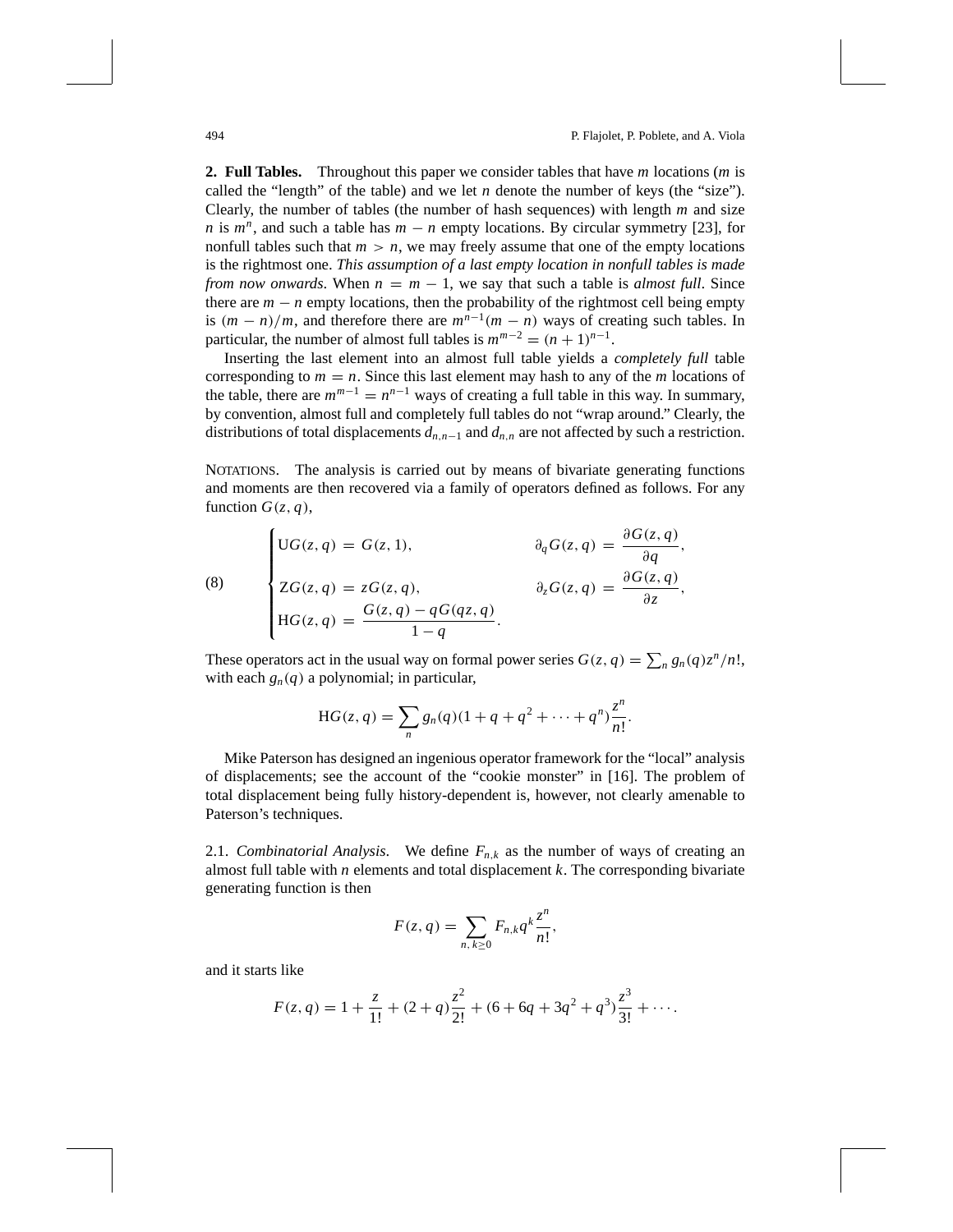## 2. Full Tables.

Throughout this paper we consider tables that have $m$ locations ($m$ is called the "length" of the table) and we let $n$ denote the number of keys (the "size"). Clearly, the number of tables (the number of hash sequences) with length $m$ and size $n$ is $m^n$, and such a table has $m - n$ empty locations. By circular symmetry [23], for nonfull tables such that $m > n$, we may freely assume that one of the empty locations is the rightmost one. *This assumption of a last empty location in nonfull tables is made from now onwards.* When $n = m - 1$, we say that such a table is *almost full*. Since there are $m - n$ empty locations, then the probability of the rightmost cell being empty is $(m - n)/m$, and therefore there are $m^{n-1}(m - n)$ ways of creating such tables. In particular, the number of almost full tables is $m^{m-2} = (n + 1)^{n-1}$.

Inserting the last element into an almost full table yields a *completely full* table corresponding to $m = n$. Since this last element may hash to any of the $m$ locations of the table, there are $m^{m-1} = n^{n-1}$ ways of creating a full table in this way. In summary, by convention, almost full and completely full tables do not "wrap around." Clearly, the distributions of total displacements $d_{n,n-1}$ and $d_{n,n}$ are not affected by such a restriction.

NOTATIONS. The analysis is carried out by means of bivariate generating functions and moments are then recovered via a family of operators defined as follows. For any function $G(z, q)$,

$$
\text{(8)} \qquad \begin{cases} \mathrm{U}G(z, q) = G(z, 1), & \partial_q G(z, q) = \dfrac{\partial G(z, q)}{\partial q}, \\ \mathrm{Z}G(z, q) = zG(z, q), & \partial_z G(z, q) = \dfrac{\partial G(z, q)}{\partial z}, \\ \mathrm{H}G(z, q) = \dfrac{G(z, q) - qG(qz, q)}{1 - q}. & \end{cases}
$$

These operators act in the usual way on formal power series $G(z, q) = \sum_n g_n(q) z^n/n!$, with each $g_n(q)$ a polynomial; in particular,

$$
\mathrm{H}G(z, q) = \sum_n g_n(q)(1 + q + q^2 + \cdots + q^n)\frac{z^n}{n!}.
$$

Mike Paterson has designed an ingenious operator framework for the "local" analysis of displacements; see the account of the "cookie monster" in [16]. The problem of total displacement being fully history-dependent is, however, not clearly amenable to Paterson's techniques.

### 2.1. *Combinatorial Analysis.*

We define $F_{n,k}$ as the number of ways of creating an almost full table with $n$ elements and total displacement $k$. The corresponding bivariate generating function is then

$$
F(z, q) = \sum_{n,\, k \geq 0} F_{n,k} q^k \frac{z^n}{n!},
$$

and it starts like

$$
F(z, q) = 1 + \frac{z}{1!} + (2 + q)\frac{z^2}{2!} + (6 + 6q + 3q^2 + q^3)\frac{z^3}{3!} + \cdots.
$$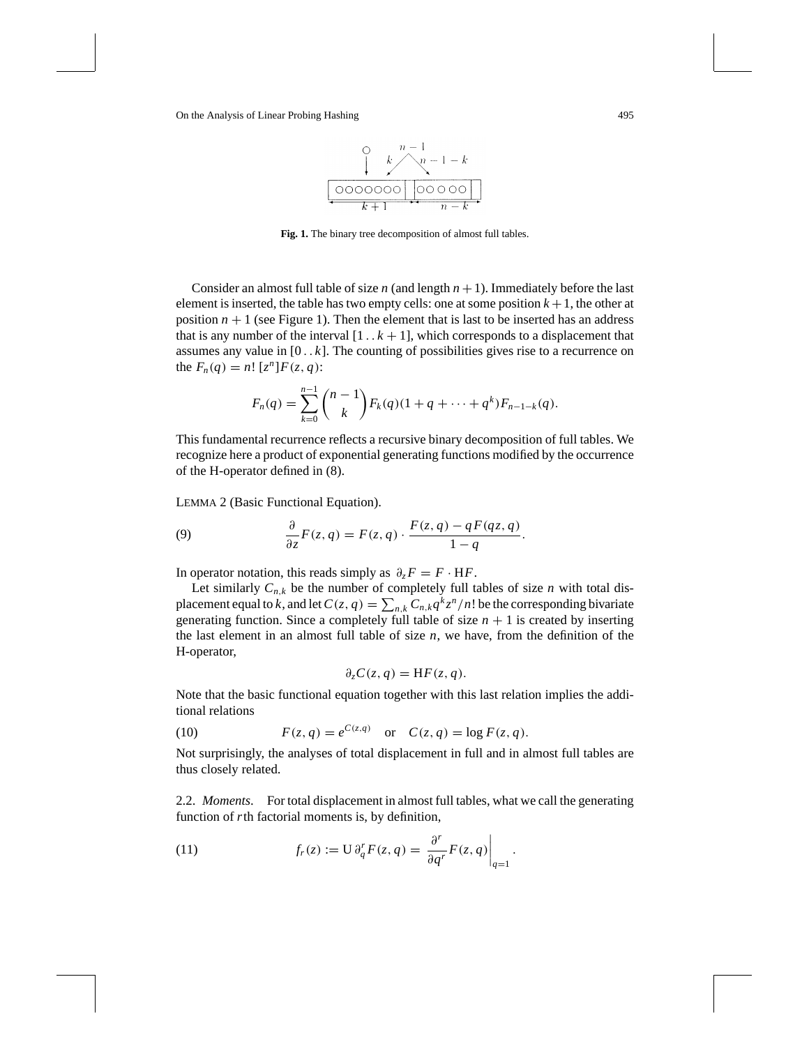Fig. 1. The binary tree decomposition of almost full tables.

Consider an almost full table of size $n$ (and length $n+1$). Immediately before the last element is inserted, the table has two empty cells: one at some position $k+1$, the other at position $n+1$ (see Figure 1). Then the element that is last to be inserted has an address that is any number of the interval $[1\,..\,k+1]$, which corresponds to a displacement that assumes any value in $[0\,..\,k]$. The counting of possibilities gives rise to a recurrence on the $F_n(q) = n!\,[z^n]F(z,q)$:

$$F_n(q) = \sum_{k=0}^{n-1} \binom{n-1}{k} F_k(q)(1+q+\cdots+q^k)F_{n-1-k}(q).$$

This fundamental recurrence reflects a recursive binary decomposition of full tables. We recognize here a product of exponential generating functions modified by the occurrence of the H-operator defined in (8).

LEMMA 2 (Basic Functional Equation).

$$\frac{\partial}{\partial z}F(z,q) = F(z,q)\cdot\frac{F(z,q)-qF(qz,q)}{1-q}. \tag{9}$$

In operator notation, this reads simply as $\partial_z F = F\cdot \mathrm{H}F$.

Let similarly $C_{n,k}$ be the number of completely full tables of size $n$ with total displacement equal to $k$, and let $C(z,q) = \sum_{n,k} C_{n,k}q^k z^n/n!$ be the corresponding bivariate generating function. Since a completely full table of size $n+1$ is created by inserting the last element in an almost full table of size $n$, we have, from the definition of the H-operator,

$$\partial_z C(z,q) = \mathrm{H}F(z,q).$$

Note that the basic functional equation together with this last relation implies the additional relations

$$F(z,q) = e^{C(z,q)} \quad \text{or} \quad C(z,q) = \log F(z,q). \tag{10}$$

Not surprisingly, the analyses of total displacement in full and in almost full tables are thus closely related.

2.2. *Moments.* For total displacement in almost full tables, what we call the generating function of $r$th factorial moments is, by definition,

$$f_r(z) := \mathrm{U}\,\partial_q^r F(z,q) = \left.\frac{\partial^r}{\partial q^r}F(z,q)\right|_{q=1}. \tag{11}$$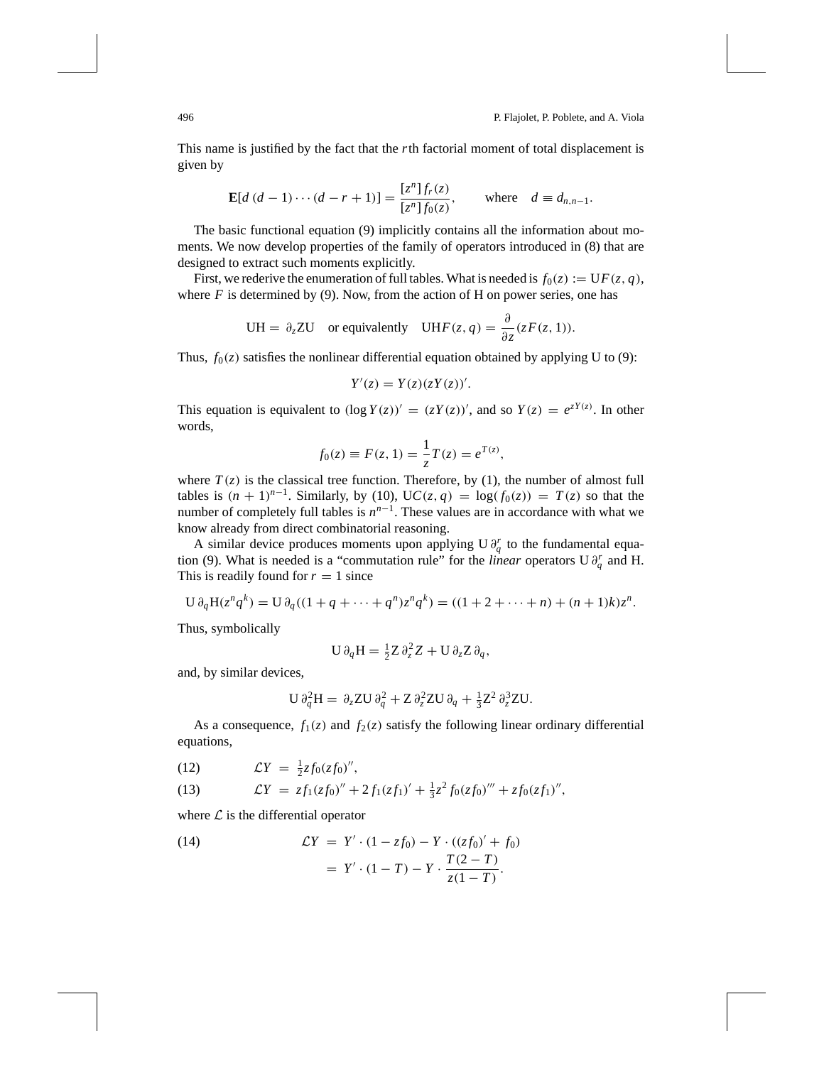This name is justified by the fact that the $r$th factorial moment of total displacement is given by

$$\mathbf{E}[d\,(d-1)\cdots(d-r+1)] = \frac{[z^n]\,f_r(z)}{[z^n]\,f_0(z)}, \qquad \text{where} \quad d \equiv d_{n,n-1}.$$

The basic functional equation (9) implicitly contains all the information about moments. We now develop properties of the family of operators introduced in (8) that are designed to extract such moments explicitly.

First, we rederive the enumeration of full tables. What is needed is $f_0(z) := \mathrm{U}F(z,q)$, where $F$ is determined by (9). Now, from the action of H on power series, one has

$$\mathrm{UH} = \partial_z \mathrm{ZU} \quad \text{or equivalently} \quad \mathrm{UH}F(z,q) = \frac{\partial}{\partial z}(zF(z,1)).$$

Thus, $f_0(z)$ satisfies the nonlinear differential equation obtained by applying U to (9):

$$Y'(z) = Y(z)(zY(z))'.$$

This equation is equivalent to $(\log Y(z))' = (zY(z))'$, and so $Y(z) = e^{zY(z)}$. In other words,

$$f_0(z) \equiv F(z,1) = \frac{1}{z}T(z) = e^{T(z)},$$

where $T(z)$ is the classical tree function. Therefore, by (1), the number of almost full tables is $(n+1)^{n-1}$. Similarly, by (10), $\mathrm{U}C(z,q) = \log(f_0(z)) = T(z)$ so that the number of completely full tables is $n^{n-1}$. These values are in accordance with what we know already from direct combinatorial reasoning.

A similar device produces moments upon applying $\mathrm{U}\,\partial_q^r$ to the fundamental equation (9). What is needed is a "commutation rule" for the *linear* operators $\mathrm{U}\,\partial_q^r$ and H. This is readily found for $r = 1$ since

$$\mathrm{U}\,\partial_q \mathrm{H}(z^n q^k) = \mathrm{U}\,\partial_q((1+q+\cdots+q^n)z^n q^k) = ((1+2+\cdots+n)+(n+1)k)z^n.$$

Thus, symbolically

$$\mathrm{U}\,\partial_q \mathrm{H} = \tfrac{1}{2}\mathrm{Z}\,\partial_z^2 Z + \mathrm{U}\,\partial_z \mathrm{Z}\,\partial_q,$$

and, by similar devices,

$$\mathrm{U}\,\partial_q^2 \mathrm{H} = \partial_z \mathrm{ZU}\,\partial_q^2 + \mathrm{Z}\,\partial_z^2 \mathrm{ZU}\,\partial_q + \tfrac{1}{3}\mathrm{Z}^2\,\partial_z^3 \mathrm{ZU}.$$

As a consequence, $f_1(z)$ and $f_2(z)$ satisfy the following linear ordinary differential equations,

$$\mathcal{L}Y \;=\; \tfrac{1}{2}zf_0(zf_0)'', \tag{12}$$

$$\mathcal{L}Y \;=\; zf_1(zf_0)'' + 2\,f_1(zf_1)' + \tfrac{1}{3}z^2 f_0(zf_0)''' + zf_0(zf_1)'', \tag{13}$$

where $\mathcal{L}$ is the differential operator

$$\begin{aligned} \mathcal{L}Y \;&=\; Y' \cdot (1 - zf_0) - Y \cdot ((zf_0)' + f_0) \\ &=\; Y' \cdot (1 - T) - Y \cdot \frac{T(2-T)}{z(1-T)}. \end{aligned} \tag{14}$$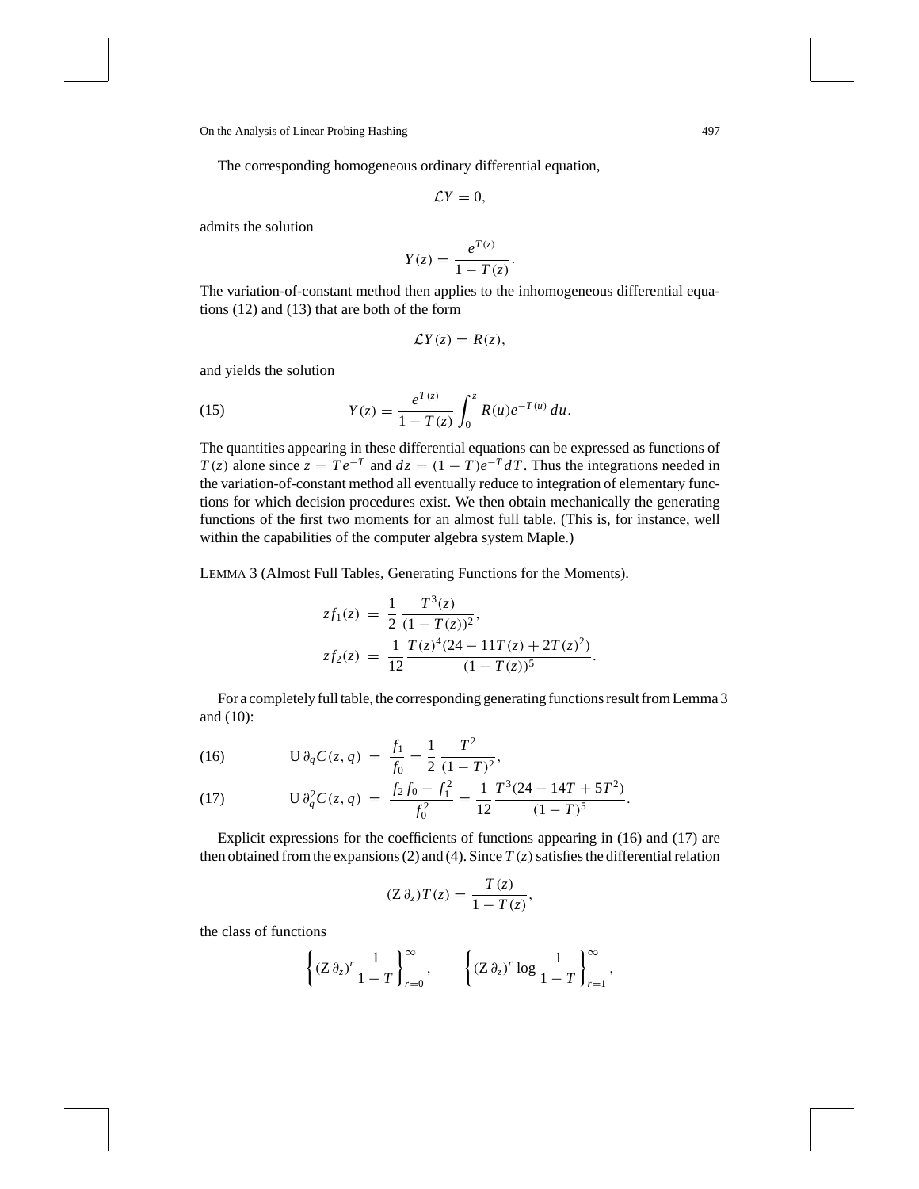The corresponding homogeneous ordinary differential equation,

$$\mathcal{L}Y = 0,$$

admits the solution

$$Y(z) = \frac{e^{T(z)}}{1 - T(z)}.$$

The variation-of-constant method then applies to the inhomogeneous differential equations (12) and (13) that are both of the form

$$\mathcal{L}Y(z) = R(z),$$

and yields the solution

$$Y(z) = \frac{e^{T(z)}}{1 - T(z)} \int_0^z R(u) e^{-T(u)}\, du. \tag{15}$$

The quantities appearing in these differential equations can be expressed as functions of $T(z)$ alone since $z = Te^{-T}$ and $dz = (1 - T)e^{-T} dT$. Thus the integrations needed in the variation-of-constant method all eventually reduce to integration of elementary functions for which decision procedures exist. We then obtain mechanically the generating functions of the first two moments for an almost full table. (This is, for instance, well within the capabilities of the computer algebra system Maple.)

LEMMA 3 (Almost Full Tables, Generating Functions for the Moments).

$$\begin{aligned}
z f_1(z) &= \frac{1}{2} \frac{T^3(z)}{(1 - T(z))^2}, \\
z f_2(z) &= \frac{1}{12} \frac{T(z)^4(24 - 11T(z) + 2T(z)^2)}{(1 - T(z))^5}.
\end{aligned}$$

For a completely full table, the corresponding generating functions result from Lemma 3 and (10):

$$\mathrm{U}\, \partial_q C(z, q) = \frac{f_1}{f_0} = \frac{1}{2} \frac{T^2}{(1 - T)^2}, \tag{16}$$

$$\mathrm{U}\, \partial_q^2 C(z, q) = \frac{f_2 f_0 - f_1^2}{f_0^2} = \frac{1}{12} \frac{T^3(24 - 14T + 5T^2)}{(1 - T)^5}. \tag{17}$$

Explicit expressions for the coefficients of functions appearing in (16) and (17) are then obtained from the expansions (2) and (4). Since $T(z)$ satisfies the differential relation

$$(\mathrm{Z}\, \partial_z) T(z) = \frac{T(z)}{1 - T(z)},$$

the class of functions

$$\left\{ (\mathrm{Z}\, \partial_z)^r \frac{1}{1 - T} \right\}_{r=0}^{\infty}, \qquad \left\{ (\mathrm{Z}\, \partial_z)^r \log \frac{1}{1 - T} \right\}_{r=1}^{\infty},$$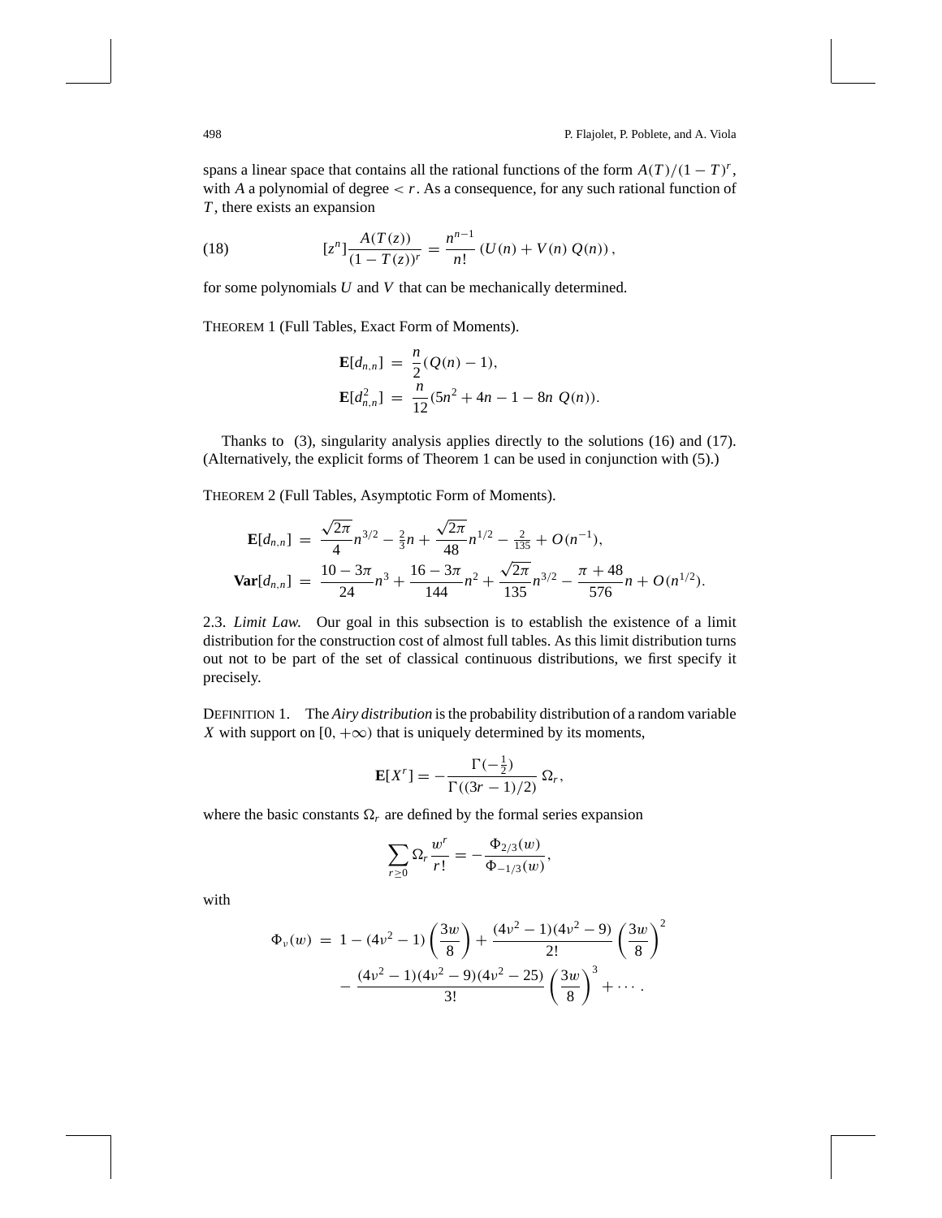spans a linear space that contains all the rational functions of the form $A(T)/(1-T)^r$, with $A$ a polynomial of degree $< r$. As a consequence, for any such rational function of $T$, there exists an expansion

$$[z^n]\frac{A(T(z))}{(1-T(z))^r} = \frac{n^{n-1}}{n!}\left(U(n) + V(n)\, Q(n)\right), \tag{18}$$

for some polynomials $U$ and $V$ that can be mechanically determined.

THEOREM 1 (Full Tables, Exact Form of Moments).

$$\begin{aligned}
\mathbf{E}[d_{n,n}] &= \frac{n}{2}(Q(n)-1),\\
\mathbf{E}[d_{n,n}^2] &= \frac{n}{12}(5n^2 + 4n - 1 - 8n\, Q(n)).
\end{aligned}$$

Thanks to (3), singularity analysis applies directly to the solutions (16) and (17). (Alternatively, the explicit forms of Theorem 1 can be used in conjunction with (5).)

THEOREM 2 (Full Tables, Asymptotic Form of Moments).

$$\begin{aligned}
\mathbf{E}[d_{n,n}] &= \frac{\sqrt{2\pi}}{4}n^{3/2} - \tfrac{2}{3}n + \frac{\sqrt{2\pi}}{48}n^{1/2} - \tfrac{2}{135} + O(n^{-1}),\\
\mathbf{Var}[d_{n,n}] &= \frac{10-3\pi}{24}n^3 + \frac{16-3\pi}{144}n^2 + \frac{\sqrt{2\pi}}{135}n^{3/2} - \frac{\pi+48}{576}n + O(n^{1/2}).
\end{aligned}$$

2.3. *Limit Law.* Our goal in this subsection is to establish the existence of a limit distribution for the construction cost of almost full tables. As this limit distribution turns out not to be part of the set of classical continuous distributions, we first specify it precisely.

DEFINITION 1. The *Airy distribution* is the probability distribution of a random variable $X$ with support on $[0,+\infty)$ that is uniquely determined by its moments,

$$\mathbf{E}[X^r] = -\frac{\Gamma(-\frac{1}{2})}{\Gamma((3r-1)/2)}\,\Omega_r,$$

where the basic constants $\Omega_r$ are defined by the formal series expansion

$$\sum_{r\geq 0}\Omega_r\frac{w^r}{r!} = -\frac{\Phi_{2/3}(w)}{\Phi_{-1/3}(w)},$$

with

$$\begin{aligned}
\Phi_\nu(w) \;=\; & 1 - (4\nu^2-1)\left(\frac{3w}{8}\right) + \frac{(4\nu^2-1)(4\nu^2-9)}{2!}\left(\frac{3w}{8}\right)^2\\
& - \frac{(4\nu^2-1)(4\nu^2-9)(4\nu^2-25)}{3!}\left(\frac{3w}{8}\right)^3 + \cdots.
\end{aligned}$$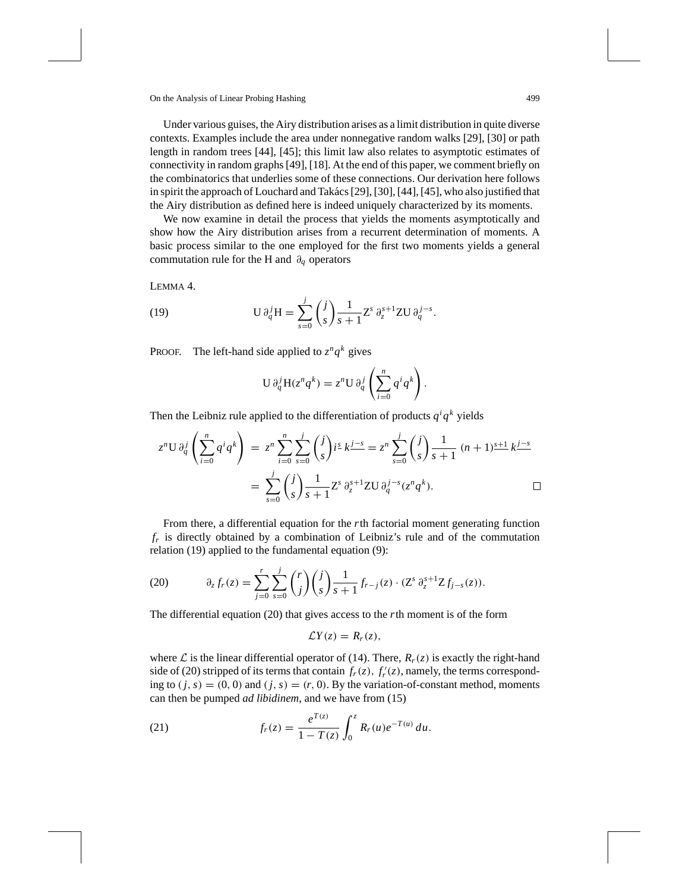Under various guises, the Airy distribution arises as a limit distribution in quite diverse contexts. Examples include the area under nonnegative random walks [29], [30] or path length in random trees [44], [45]; this limit law also relates to asymptotic estimates of connectivity in random graphs [49], [18]. At the end of this paper, we comment briefly on the combinatorics that underlies some of these connections. Our derivation here follows in spirit the approach of Louchard and Takács [29], [30], [44], [45], who also justified that the Airy distribution as defined here is indeed uniquely characterized by its moments.

We now examine in detail the process that yields the moments asymptotically and show how the Airy distribution arises from a recurrent determination of moments. A basic process similar to the one employed for the first two moments yields a general commutation rule for the H and $\partial_q$ operators

LEMMA 4.

$$\mathrm{U}\,\partial_q^j \mathrm{H} = \sum_{s=0}^{j} \binom{j}{s} \frac{1}{s+1} \mathrm{Z}^s\,\partial_z^{s+1} \mathrm{Z}\mathrm{U}\,\partial_q^{j-s}. \tag{19}$$

PROOF. The left-hand side applied to $z^n q^k$ gives

$$\mathrm{U}\,\partial_q^j \mathrm{H}(z^n q^k) = z^n \mathrm{U}\,\partial_q^j \left( \sum_{i=0}^{n} q^i q^k \right).$$

Then the Leibniz rule applied to the differentiation of products $q^i q^k$ yields

$$\begin{aligned} z^n \mathrm{U}\,\partial_q^j \left( \sum_{i=0}^{n} q^i q^k \right) &= z^n \sum_{i=0}^{n} \sum_{s=0}^{j} \binom{j}{s} i^{\underline{s}}\, k^{\underline{j-s}} = z^n \sum_{s=0}^{j} \binom{j}{s} \frac{1}{s+1}\, (n+1)^{\underline{s+1}}\, k^{\underline{j-s}} \\ &= \sum_{s=0}^{j} \binom{j}{s} \frac{1}{s+1} \mathrm{Z}^s\,\partial_z^{s+1} \mathrm{Z}\mathrm{U}\,\partial_q^{j-s}(z^n q^k). \end{aligned}$$

From there, a differential equation for the $r$th factorial moment generating function $f_r$ is directly obtained by a combination of Leibniz's rule and of the commutation relation (19) applied to the fundamental equation (9):

$$\partial_z f_r(z) = \sum_{j=0}^{r} \sum_{s=0}^{j} \binom{r}{j} \binom{j}{s} \frac{1}{s+1} f_{r-j}(z) \cdot (\mathrm{Z}^s\,\partial_z^{s+1} \mathrm{Z}\, f_{j-s}(z)). \tag{20}$$

The differential equation (20) that gives access to the $r$th moment is of the form

$$\mathcal{L}Y(z) = R_r(z),$$

where $\mathcal{L}$ is the linear differential operator of (14). There, $R_r(z)$ is exactly the right-hand side of (20) stripped of its terms that contain $f_r(z)$, $f_r'(z)$, namely, the terms corresponding to $(j, s) = (0, 0)$ and $(j, s) = (r, 0)$. By the variation-of-constant method, moments can then be pumped *ad libidinem*, and we have from (15)

$$f_r(z) = \frac{e^{T(z)}}{1 - T(z)} \int_0^z R_r(u) e^{-T(u)}\, du. \tag{21}$$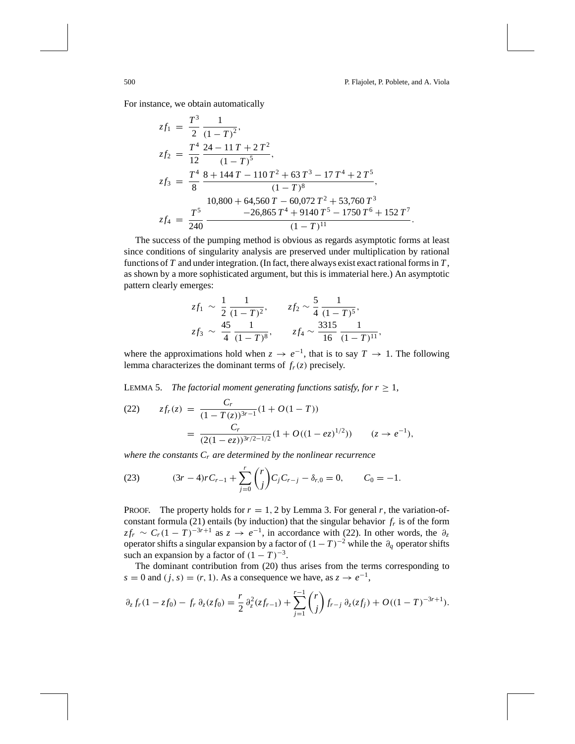For instance, we obtain automatically

$$
\begin{aligned}
zf_1 &= \frac{T^3}{2}\,\frac{1}{(1-T)^2},\\
zf_2 &= \frac{T^4}{12}\,\frac{24-11\,T+2\,T^2}{(1-T)^5},\\
zf_3 &= \frac{T^4}{8}\,\frac{8+144\,T-110\,T^2+63\,T^3-17\,T^4+2\,T^5}{(1-T)^8},\\
zf_4 &= \frac{T^5}{240}\,\frac{\begin{array}{c}10{,}800+64{,}560\,T-60{,}072\,T^2+53{,}760\,T^3\\ -26{,}865\,T^4+9140\,T^5-1750\,T^6+152\,T^7\end{array}}{(1-T)^{11}}.
\end{aligned}
$$

The success of the pumping method is obvious as regards asymptotic forms at least since conditions of singularity analysis are preserved under multiplication by rational functions of $T$ and under integration. (In fact, there always exist exact rational forms in $T$, as shown by a more sophisticated argument, but this is immaterial here.) An asymptotic pattern clearly emerges:

$$
zf_1 \sim \frac{1}{2}\,\frac{1}{(1-T)^2}, \qquad zf_2 \sim \frac{5}{4}\,\frac{1}{(1-T)^5},
$$
$$
zf_3 \sim \frac{45}{4}\,\frac{1}{(1-T)^8}, \qquad zf_4 \sim \frac{3315}{16}\,\frac{1}{(1-T)^{11}},
$$

where the approximations hold when $z \to e^{-1}$, that is to say $T \to 1$. The following lemma characterizes the dominant terms of $f_r(z)$ precisely.

LEMMA 5. *The factorial moment generating functions satisfy, for $r \geq 1$,*

$$
\begin{aligned}
\text{(22)}\qquad zf_r(z) &= \frac{C_r}{(1-T(z))^{3r-1}}(1+O(1-T))\\
&= \frac{C_r}{(2(1-ez))^{3r/2-1/2}}(1+O((1-ez)^{1/2})) \qquad (z \to e^{-1}),
\end{aligned}
$$

*where the constants $C_r$ are determined by the nonlinear recurrence*

$$
\text{(23)}\qquad (3r-4)rC_{r-1} + \sum_{j=0}^{r}\binom{r}{j}C_jC_{r-j} - \delta_{r,0} = 0, \qquad C_0 = -1.
$$

PROOF. The property holds for $r = 1, 2$ by Lemma 3. For general $r$, the variation-of-constant formula (21) entails (by induction) that the singular behavior $f_r$ is of the form $zf_r \sim C_r(1-T)^{-3r+1}$ as $z \to e^{-1}$, in accordance with (22). In other words, the $\partial_z$ operator shifts a singular expansion by a factor of $(1-T)^{-2}$ while the $\partial_q$ operator shifts such an expansion by a factor of $(1-T)^{-3}$.

The dominant contribution from (20) thus arises from the terms corresponding to $s = 0$ and $(j, s) = (r, 1)$. As a consequence we have, as $z \to e^{-1}$,

$$
\partial_z f_r(1-zf_0) - f_r\,\partial_z(zf_0) = \frac{r}{2}\,\partial_z^2(zf_{r-1}) + \sum_{j=1}^{r-1}\binom{r}{j}f_{r-j}\,\partial_z(zf_j) + O((1-T)^{-3r+1}).
$$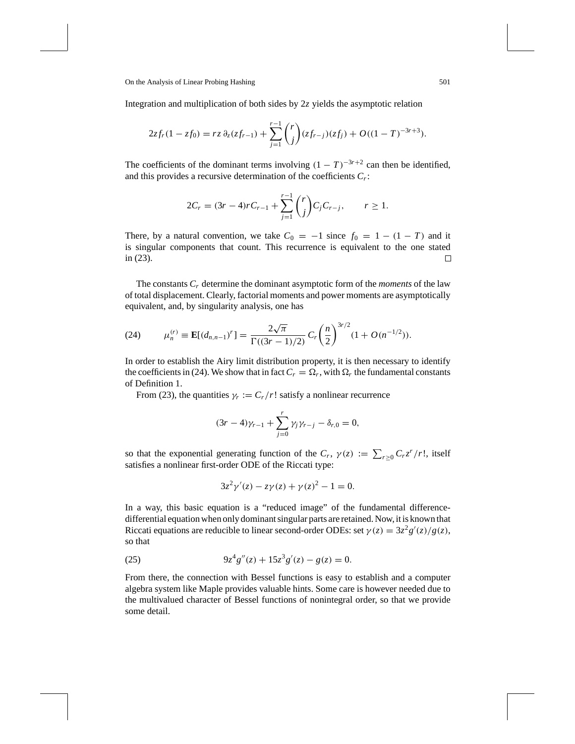Integration and multiplication of both sides by $2z$ yields the asymptotic relation

$$2zf_r(1 - zf_0) = rz\,\partial_z(zf_{r-1}) + \sum_{j=1}^{r-1} \binom{r}{j} (zf_{r-j})(zf_j) + O((1-T)^{-3r+3}).$$

The coefficients of the dominant terms involving $(1-T)^{-3r+2}$ can then be identified, and this provides a recursive determination of the coefficients $C_r$:

$$2C_r = (3r-4)rC_{r-1} + \sum_{j=1}^{r-1} \binom{r}{j} C_j C_{r-j}, \qquad r \geq 1.$$

There, by a natural convention, we take $C_0 = -1$ since $f_0 = 1 - (1-T)$ and it is singular components that count. This recurrence is equivalent to the one stated in (23). $\square$

The constants $C_r$ determine the dominant asymptotic form of the *moments* of the law of total displacement. Clearly, factorial moments and power moments are asymptotically equivalent, and, by singularity analysis, one has

$$\text{(24)} \qquad \mu_n^{(r)} \equiv \mathbf{E}[(d_{n,n-1})^r] = \frac{2\sqrt{\pi}}{\Gamma((3r-1)/2)} C_r \left(\frac{n}{2}\right)^{3r/2} (1 + O(n^{-1/2})).$$

In order to establish the Airy limit distribution property, it is then necessary to identify the coefficients in (24). We show that in fact $C_r = \Omega_r$, with $\Omega_r$ the fundamental constants of Definition 1.

From (23), the quantities $\gamma_r := C_r/r!$ satisfy a nonlinear recurrence

$$(3r-4)\gamma_{r-1} + \sum_{j=0}^{r} \gamma_j \gamma_{r-j} - \delta_{r,0} = 0,$$

so that the exponential generating function of the $C_r$, $\gamma(z) := \sum_{r \geq 0} C_r z^r / r!$, itself satisfies a nonlinear first-order ODE of the Riccati type:

$$3z^2\gamma'(z) - z\gamma(z) + \gamma(z)^2 - 1 = 0.$$

In a way, this basic equation is a "reduced image" of the fundamental difference-differential equation when only dominant singular parts are retained. Now, it is known that Riccati equations are reducible to linear second-order ODEs: set $\gamma(z) = 3z^2 g'(z)/g(z)$, so that

$$\text{(25)} \qquad 9z^4 g''(z) + 15z^3 g'(z) - g(z) = 0.$$

From there, the connection with Bessel functions is easy to establish and a computer algebra system like Maple provides valuable hints. Some care is however needed due to the multivalued character of Bessel functions of nonintegral order, so that we provide some detail.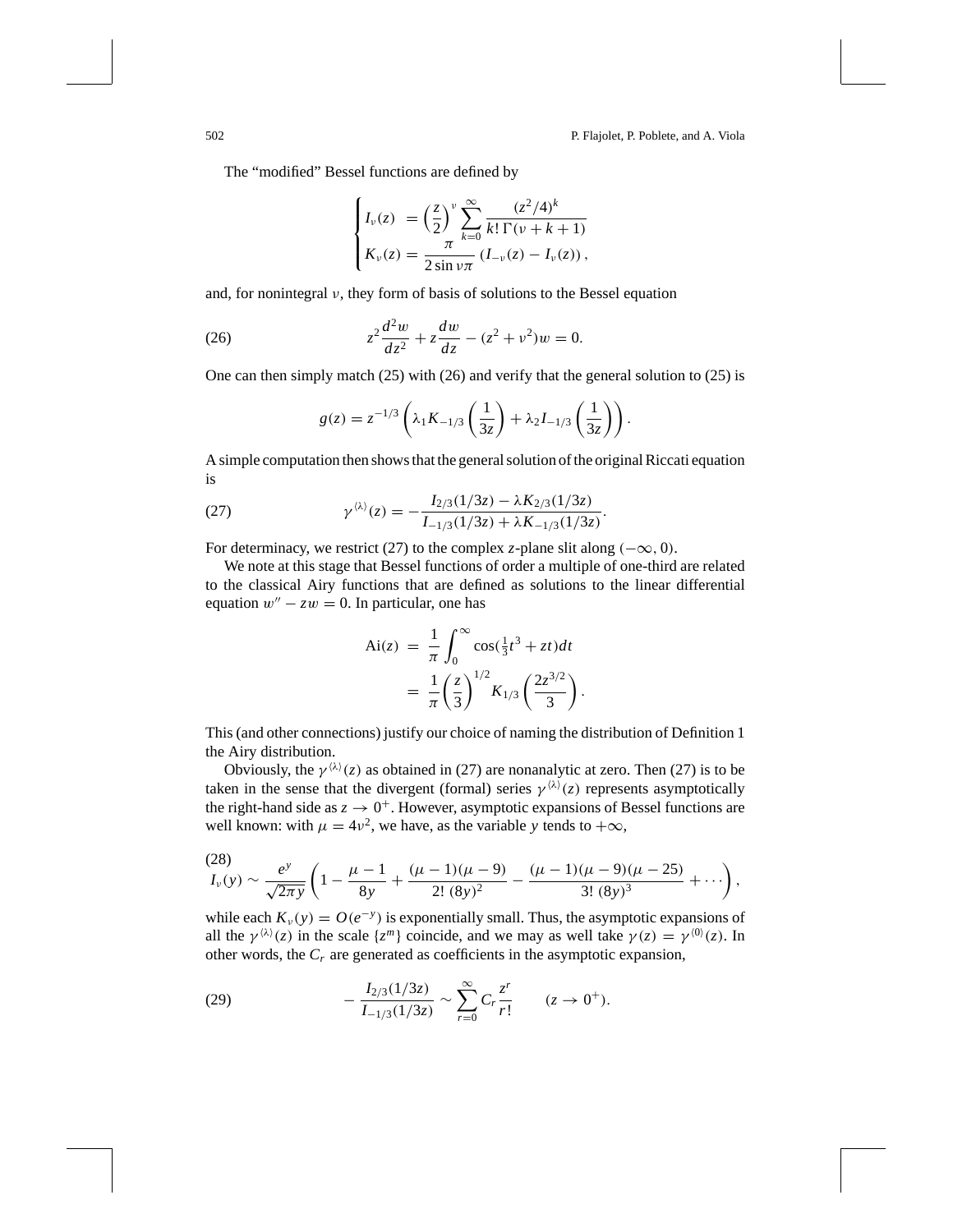The "modified" Bessel functions are defined by

$$
\begin{cases}
I_\nu(z) &= \left(\dfrac{z}{2}\right)^\nu \displaystyle\sum_{k=0}^{\infty} \dfrac{(z^2/4)^k}{k!\,\Gamma(\nu+k+1)} \\
K_\nu(z) &= \dfrac{\pi}{2\sin\nu\pi}\left(I_{-\nu}(z) - I_\nu(z)\right),
\end{cases}
$$

and, for nonintegral $\nu$, they form of basis of solutions to the Bessel equation

$$
z^2 \frac{d^2 w}{dz^2} + z\frac{dw}{dz} - (z^2 + \nu^2)w = 0. \tag{26}
$$

One can then simply match (25) with (26) and verify that the general solution to (25) is

$$
g(z) = z^{-1/3}\left(\lambda_1 K_{-1/3}\left(\frac{1}{3z}\right) + \lambda_2 I_{-1/3}\left(\frac{1}{3z}\right)\right).
$$

A simple computation then shows that the general solution of the original Riccati equation is

$$
\gamma^{\langle\lambda\rangle}(z) = -\frac{I_{2/3}(1/3z) - \lambda K_{2/3}(1/3z)}{I_{-1/3}(1/3z) + \lambda K_{-1/3}(1/3z)}. \tag{27}
$$

For determinacy, we restrict (27) to the complex $z$-plane slit along $(-\infty, 0)$.

We note at this stage that Bessel functions of order a multiple of one-third are related to the classical Airy functions that are defined as solutions to the linear differential equation $w'' - zw = 0$. In particular, one has

$$
\begin{aligned}
\mathrm{Ai}(z) &= \frac{1}{\pi}\int_0^\infty \cos(\tfrac{1}{3}t^3 + zt)\,dt \\
&= \frac{1}{\pi}\left(\frac{z}{3}\right)^{1/2} K_{1/3}\left(\frac{2z^{3/2}}{3}\right).
\end{aligned}
$$

This (and other connections) justify our choice of naming the distribution of Definition 1 the Airy distribution.

Obviously, the $\gamma^{\langle\lambda\rangle}(z)$ as obtained in (27) are nonanalytic at zero. Then (27) is to be taken in the sense that the divergent (formal) series $\gamma^{\langle\lambda\rangle}(z)$ represents asymptotically the right-hand side as $z \to 0^+$. However, asymptotic expansions of Bessel functions are well known: with $\mu = 4\nu^2$, we have, as the variable $y$ tends to $+\infty$,

$$
I_\nu(y) \sim \frac{e^y}{\sqrt{2\pi y}}\left(1 - \frac{\mu - 1}{8y} + \frac{(\mu-1)(\mu-9)}{2!\,(8y)^2} - \frac{(\mu-1)(\mu-9)(\mu-25)}{3!\,(8y)^3} + \cdots\right), \tag{28}
$$

while each $K_\nu(y) = O(e^{-y})$ is exponentially small. Thus, the asymptotic expansions of all the $\gamma^{\langle\lambda\rangle}(z)$ in the scale $\{z^m\}$ coincide, and we may as well take $\gamma(z) = \gamma^{\langle 0\rangle}(z)$. In other words, the $C_r$ are generated as coefficients in the asymptotic expansion,

$$
-\frac{I_{2/3}(1/3z)}{I_{-1/3}(1/3z)} \sim \sum_{r=0}^{\infty} C_r \frac{z^r}{r!} \qquad (z \to 0^+). \tag{29}
$$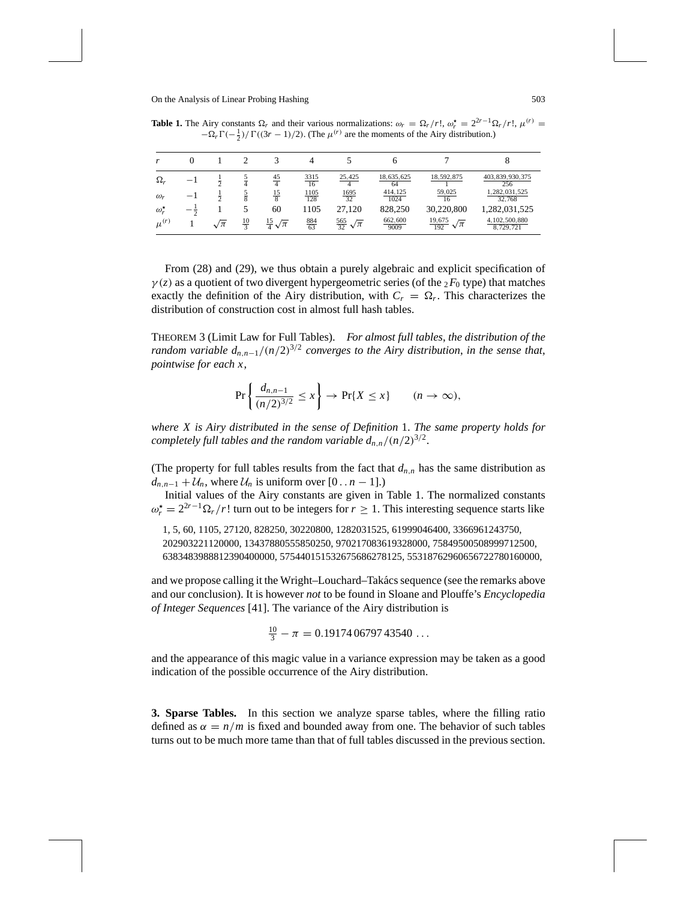**Table 1.** The Airy constants $\Omega_r$ and their various normalizations: $\omega_r = \Omega_r/r!$, $\omega_r^\star = 2^{2r-1}\Omega_r/r!$, $\mu^{(r)} = -\Omega_r\Gamma(-\frac{1}{2})/\Gamma((3r-1)/2)$. (The $\mu^{(r)}$ are the moments of the Airy distribution.)

| $r$ | 0 | 1 | 2 | 3 | 4 | 5 | 6 | 7 | 8 |
|---|---|---|---|---|---|---|---|---|---|
| $\Omega_r$ | $-1$ | $\frac{1}{2}$ | $\frac{5}{4}$ | $\frac{45}{4}$ | $\frac{3315}{16}$ | $\frac{25{,}425}{4}$ | $\frac{18{,}635{,}625}{64}$ | $\frac{18{,}592{,}875}{1}$ | $\frac{403{,}839{,}930{,}375}{256}$ |
| $\omega_r$ | $-1$ | $\frac{1}{2}$ | $\frac{5}{8}$ | $\frac{15}{8}$ | $\frac{1105}{128}$ | $\frac{1695}{32}$ | $\frac{414{,}125}{1024}$ | $\frac{59{,}025}{16}$ | $\frac{1{,}282{,}031{,}525}{32{,}768}$ |
| $\omega_r^\star$ | $-\frac{1}{2}$ | 1 | 5 | 60 | 1105 | 27,120 | 828,250 | 30,220,800 | 1,282,031,525 |
| $\mu^{(r)}$ | 1 | $\sqrt{\pi}$ | $\frac{10}{3}$ | $\frac{15}{4}\sqrt{\pi}$ | $\frac{884}{63}$ | $\frac{565}{32}\sqrt{\pi}$ | $\frac{662{,}600}{9009}$ | $\frac{19{,}675}{192}\sqrt{\pi}$ | $\frac{4{,}102{,}500{,}880}{8{,}729{,}721}$ |

From (28) and (29), we thus obtain a purely algebraic and explicit specification of $\gamma(z)$ as a quotient of two divergent hypergeometric series (of the ${}_2F_0$ type) that matches exactly the definition of the Airy distribution, with $C_r = \Omega_r$. This characterizes the distribution of construction cost in almost full hash tables.

THEOREM 3 (Limit Law for Full Tables). *For almost full tables, the distribution of the random variable $d_{n,n-1}/(n/2)^{3/2}$ converges to the Airy distribution, in the sense that, pointwise for each $x$,*

$$\Pr\left\{\frac{d_{n,n-1}}{(n/2)^{3/2}} \le x\right\} \to \Pr\{X \le x\} \qquad (n \to \infty),$$

*where $X$ is Airy distributed in the sense of Definition* 1. *The same property holds for completely full tables and the random variable $d_{n,n}/(n/2)^{3/2}$.*

(The property for full tables results from the fact that $d_{n,n}$ has the same distribution as $d_{n,n-1} + \mathcal{U}_n$, where $\mathcal{U}_n$ is uniform over $[0\,..\,n-1]$.)

Initial values of the Airy constants are given in Table 1. The normalized constants $\omega_r^\star = 2^{2r-1}\Omega_r/r!$ turn out to be integers for $r \ge 1$. This interesting sequence starts like

1, 5, 60, 1105, 27120, 828250, 30220800, 1282031525, 61999046400, 3366961243750, 202903221120000, 13437880555850250, 970217083619328000, 75849500508999712500, 6383483988812390400000, 575440151532675686278125, 55318762960656722780160000,

and we propose calling it the Wright–Louchard–Takács sequence (see the remarks above and our conclusion). It is however *not* to be found in Sloane and Plouffe's *Encyclopedia of Integer Sequences* [41]. The variance of the Airy distribution is

$$\tfrac{10}{3} - \pi = 0.19174\,06797\,43540\ \ldots$$

and the appearance of this magic value in a variance expression may be taken as a good indication of the possible occurrence of the Airy distribution.

**3. Sparse Tables.** In this section we analyze sparse tables, where the filling ratio defined as $\alpha = n/m$ is fixed and bounded away from one. The behavior of such tables turns out to be much more tame than that of full tables discussed in the previous section.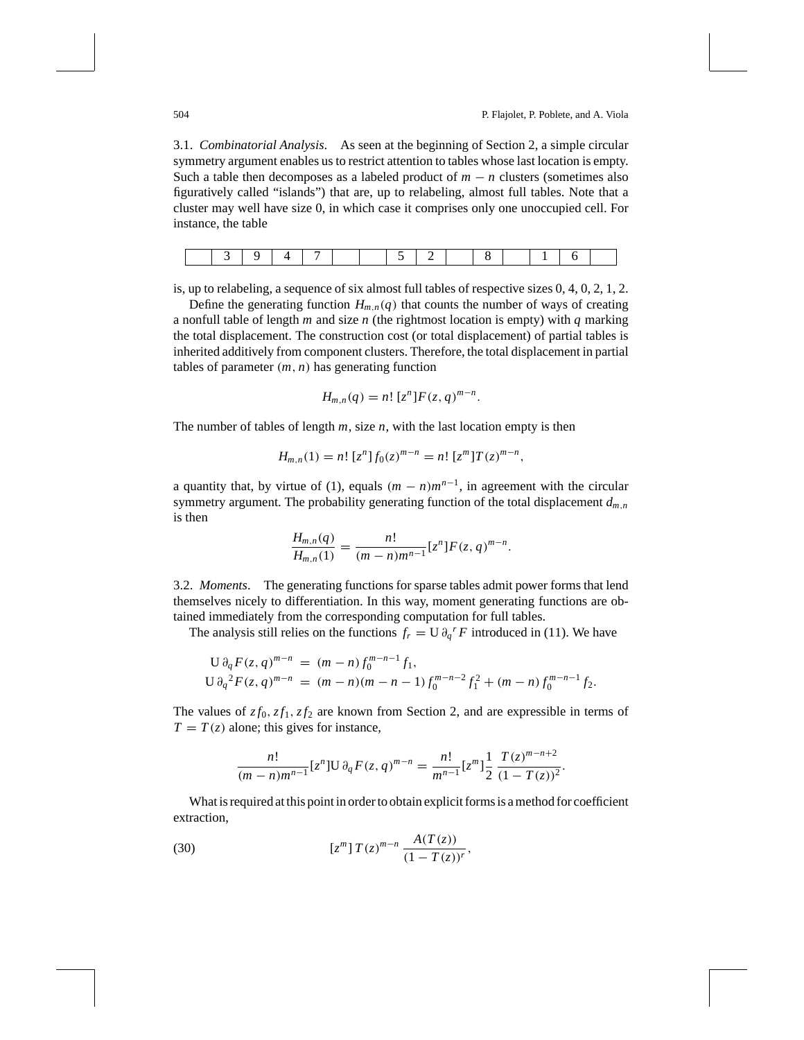3.1. *Combinatorial Analysis*. As seen at the beginning of Section 2, a simple circular symmetry argument enables us to restrict attention to tables whose last location is empty. Such a table then decomposes as a labeled product of $m - n$ clusters (sometimes also figuratively called "islands") that are, up to relabeling, almost full tables. Note that a cluster may well have size 0, in which case it comprises only one unoccupied cell. For instance, the table

| | 3 | 9 | 4 | 7 | | | 5 | 2 | | 8 | | 1 | 6 | |
|---|---|---|---|---|---|---|---|---|---|---|---|---|---|---|

is, up to relabeling, a sequence of six almost full tables of respective sizes 0, 4, 0, 2, 1, 2.

Define the generating function $H_{m,n}(q)$ that counts the number of ways of creating a nonfull table of length $m$ and size $n$ (the rightmost location is empty) with $q$ marking the total displacement. The construction cost (or total displacement) of partial tables is inherited additively from component clusters. Therefore, the total displacement in partial tables of parameter $(m, n)$ has generating function

$$H_{m,n}(q) = n!\,[z^n] F(z, q)^{m-n}.$$

The number of tables of length $m$, size $n$, with the last location empty is then

$$H_{m,n}(1) = n!\,[z^n] f_0(z)^{m-n} = n!\,[z^m] T(z)^{m-n},$$

a quantity that, by virtue of (1), equals $(m - n)m^{n-1}$, in agreement with the circular symmetry argument. The probability generating function of the total displacement $d_{m,n}$ is then

$$\frac{H_{m,n}(q)}{H_{m,n}(1)} = \frac{n!}{(m-n)m^{n-1}} [z^n] F(z, q)^{m-n}.$$

3.2. *Moments*. The generating functions for sparse tables admit power forms that lend themselves nicely to differentiation. In this way, moment generating functions are obtained immediately from the corresponding computation for full tables.

The analysis still relies on the functions $f_r = \mathrm{U}\,\partial_q{}^r F$ introduced in (11). We have

$$\begin{aligned}
\mathrm{U}\,\partial_q F(z, q)^{m-n} &= (m - n)\, f_0^{m-n-1} f_1, \\
\mathrm{U}\,\partial_q{}^2 F(z, q)^{m-n} &= (m - n)(m - n - 1)\, f_0^{m-n-2} f_1^2 + (m - n)\, f_0^{m-n-1} f_2.
\end{aligned}$$

The values of $z f_0, z f_1, z f_2$ are known from Section 2, and are expressible in terms of $T = T(z)$ alone; this gives for instance,

$$\frac{n!}{(m-n)m^{n-1}} [z^n] \mathrm{U}\,\partial_q F(z, q)^{m-n} = \frac{n!}{m^{n-1}} [z^m] \frac{1}{2}\, \frac{T(z)^{m-n+2}}{(1 - T(z))^2}.$$

What is required at this point in order to obtain explicit forms is a method for coefficient extraction,

$$[z^m]\, T(z)^{m-n}\, \frac{A(T(z))}{(1 - T(z))^r}, \tag{30}$$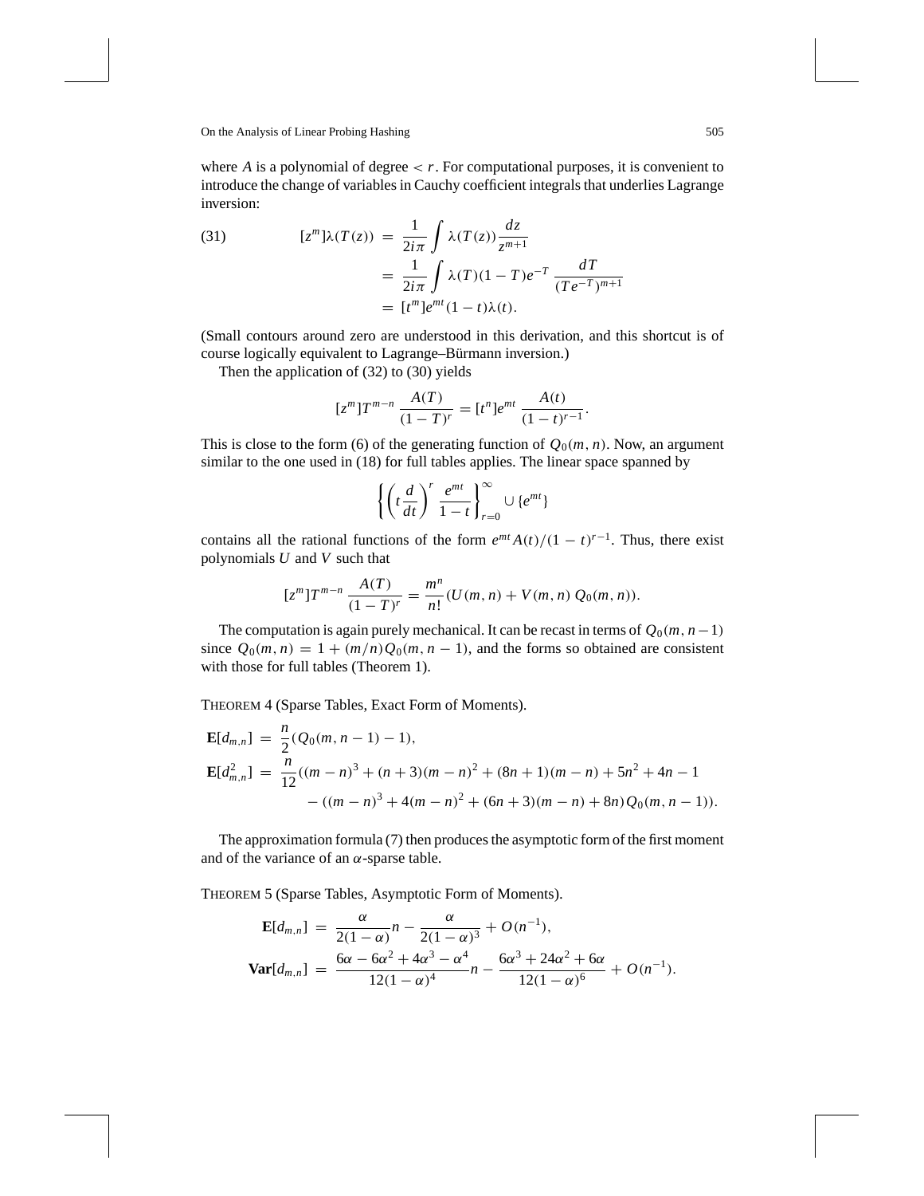where $A$ is a polynomial of degree $< r$. For computational purposes, it is convenient to introduce the change of variables in Cauchy coefficient integrals that underlies Lagrange inversion:

$$
\begin{aligned}
(31) \qquad [z^m]\lambda(T(z)) &= \frac{1}{2i\pi}\int \lambda(T(z))\frac{dz}{z^{m+1}} \\
&= \frac{1}{2i\pi}\int \lambda(T)(1-T)e^{-T}\,\frac{dT}{(Te^{-T})^{m+1}} \\
&= [t^m]e^{mt}(1-t)\lambda(t).
\end{aligned}
$$

(Small contours around zero are understood in this derivation, and this shortcut is of course logically equivalent to Lagrange–Bürmann inversion.)

Then the application of (32) to (30) yields

$$
[z^m]T^{m-n}\,\frac{A(T)}{(1-T)^r} = [t^n]e^{mt}\,\frac{A(t)}{(1-t)^{r-1}}.
$$

This is close to the form (6) of the generating function of $Q_0(m,n)$. Now, an argument similar to the one used in (18) for full tables applies. The linear space spanned by

$$
\left\{\left(t\frac{d}{dt}\right)^r\,\frac{e^{mt}}{1-t}\right\}_{r=0}^{\infty} \cup \{e^{mt}\}
$$

contains all the rational functions of the form $e^{mt}A(t)/(1-t)^{r-1}$. Thus, there exist polynomials $U$ and $V$ such that

$$
[z^m]T^{m-n}\,\frac{A(T)}{(1-T)^r} = \frac{m^n}{n!}(U(m,n) + V(m,n)\,Q_0(m,n)).
$$

The computation is again purely mechanical. It can be recast in terms of $Q_0(m,n-1)$ since $Q_0(m,n) = 1 + (m/n)Q_0(m,n-1)$, and the forms so obtained are consistent with those for full tables (Theorem 1).

THEOREM 4 (Sparse Tables, Exact Form of Moments).

$$
\begin{aligned}
\mathbf{E}[d_{m,n}] &= \frac{n}{2}(Q_0(m,n-1)-1), \\
\mathbf{E}[d_{m,n}^2] &= \frac{n}{12}((m-n)^3 + (n+3)(m-n)^2 + (8n+1)(m-n) + 5n^2 + 4n - 1 \\
&\qquad - ((m-n)^3 + 4(m-n)^2 + (6n+3)(m-n) + 8n)Q_0(m,n-1)).
\end{aligned}
$$

The approximation formula (7) then produces the asymptotic form of the first moment and of the variance of an $\alpha$-sparse table.

THEOREM 5 (Sparse Tables, Asymptotic Form of Moments).

$$
\begin{aligned}
\mathbf{E}[d_{m,n}] &= \frac{\alpha}{2(1-\alpha)}n - \frac{\alpha}{2(1-\alpha)^3} + O(n^{-1}), \\
\mathbf{Var}[d_{m,n}] &= \frac{6\alpha - 6\alpha^2 + 4\alpha^3 - \alpha^4}{12(1-\alpha)^4}n - \frac{6\alpha^3 + 24\alpha^2 + 6\alpha}{12(1-\alpha)^6} + O(n^{-1}).
\end{aligned}
$$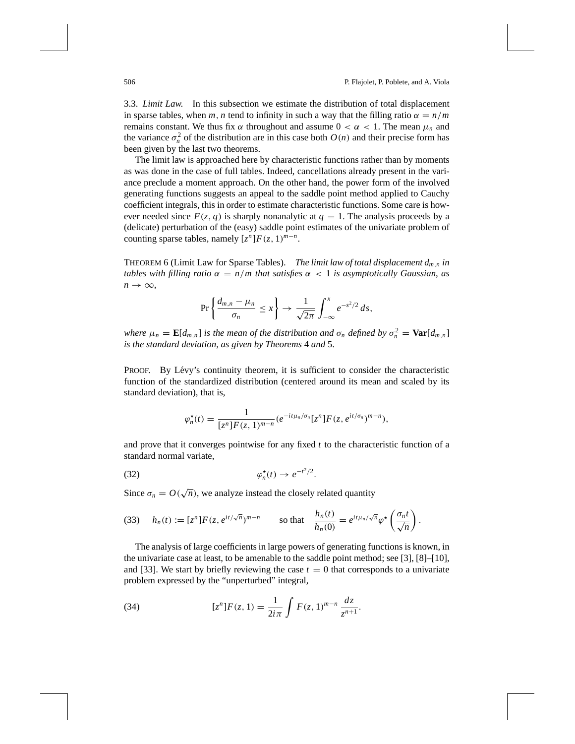3.3. *Limit Law.* In this subsection we estimate the distribution of total displacement in sparse tables, when $m, n$ tend to infinity in such a way that the filling ratio $\alpha = n/m$ remains constant. We thus fix $\alpha$ throughout and assume $0 < \alpha < 1$. The mean $\mu_n$ and the variance $\sigma_n^2$ of the distribution are in this case both $O(n)$ and their precise form has been given by the last two theorems.

The limit law is approached here by characteristic functions rather than by moments as was done in the case of full tables. Indeed, cancellations already present in the variance preclude a moment approach. On the other hand, the power form of the involved generating functions suggests an appeal to the saddle point method applied to Cauchy coefficient integrals, this in order to estimate characteristic functions. Some care is however needed since $F(z, q)$ is sharply nonanalytic at $q = 1$. The analysis proceeds by a (delicate) perturbation of the (easy) saddle point estimates of the univariate problem of counting sparse tables, namely $[z^n]F(z, 1)^{m-n}$.

THEOREM 6 (Limit Law for Sparse Tables). *The limit law of total displacement $d_{m,n}$ in tables with filling ratio $\alpha = n/m$ that satisfies $\alpha < 1$ is asymptotically Gaussian, as $n \to \infty$,*

$$\Pr\left\{\frac{d_{m,n} - \mu_n}{\sigma_n} \leq x\right\} \to \frac{1}{\sqrt{2\pi}} \int_{-\infty}^{x} e^{-s^2/2}\, ds,$$

*where $\mu_n = \mathbf{E}[d_{m,n}]$ is the mean of the distribution and $\sigma_n$ defined by $\sigma_n^2 = \mathbf{Var}[d_{m,n}]$ is the standard deviation, as given by Theorems 4 and 5.*

PROOF. By Lévy's continuity theorem, it is sufficient to consider the characteristic function of the standardized distribution (centered around its mean and scaled by its standard deviation), that is,

$$\varphi_n^\star(t) = \frac{1}{[z^n]F(z, 1)^{m-n}} (e^{-it\mu_n/\sigma_n}[z^n]F(z, e^{it/\sigma_n})^{m-n}),$$

and prove that it converges pointwise for any fixed $t$ to the characteristic function of a standard normal variate,

$$\varphi_n^\star(t) \to e^{-t^2/2}. \tag{32}$$

Since $\sigma_n = O(\sqrt{n})$, we analyze instead the closely related quantity

$$h_n(t) := [z^n]F(z, e^{it/\sqrt{n}})^{m-n} \qquad \text{so that} \quad \frac{h_n(t)}{h_n(0)} = e^{it\mu_n/\sqrt{n}}\varphi^\star\left(\frac{\sigma_n t}{\sqrt{n}}\right). \tag{33}$$

The analysis of large coefficients in large powers of generating functions is known, in the univariate case at least, to be amenable to the saddle point method; see [3], [8]–[10], and [33]. We start by briefly reviewing the case $t = 0$ that corresponds to a univariate problem expressed by the "unperturbed" integral,

$$[z^n]F(z, 1) = \frac{1}{2i\pi} \int F(z, 1)^{m-n} \frac{dz}{z^{n+1}}. \tag{34}$$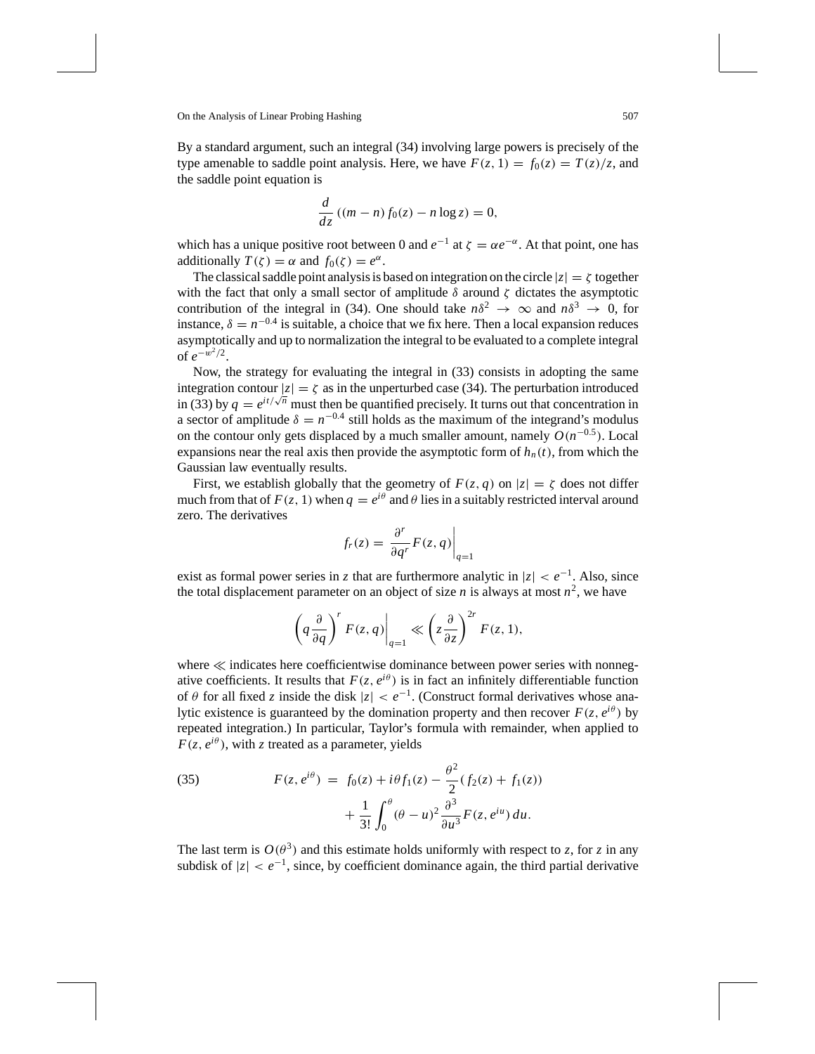By a standard argument, such an integral (34) involving large powers is precisely of the type amenable to saddle point analysis. Here, we have $F(z, 1) = f_0(z) = T(z)/z$, and the saddle point equation is

$$\frac{d}{dz}\left((m-n)\, f_0(z) - n \log z\right) = 0,$$

which has a unique positive root between 0 and $e^{-1}$ at $\zeta = \alpha e^{-\alpha}$. At that point, one has additionally $T(\zeta) = \alpha$ and $f_0(\zeta) = e^{\alpha}$.

The classical saddle point analysis is based on integration on the circle $|z| = \zeta$ together with the fact that only a small sector of amplitude $\delta$ around $\zeta$ dictates the asymptotic contribution of the integral in (34). One should take $n\delta^2 \to \infty$ and $n\delta^3 \to 0$, for instance, $\delta = n^{-0.4}$ is suitable, a choice that we fix here. Then a local expansion reduces asymptotically and up to normalization the integral to be evaluated to a complete integral of $e^{-w^2/2}$.

Now, the strategy for evaluating the integral in (33) consists in adopting the same integration contour $|z| = \zeta$ as in the unperturbed case (34). The perturbation introduced in (33) by $q = e^{it/\sqrt{n}}$ must then be quantified precisely. It turns out that concentration in a sector of amplitude $\delta = n^{-0.4}$ still holds as the maximum of the integrand's modulus on the contour only gets displaced by a much smaller amount, namely $O(n^{-0.5})$. Local expansions near the real axis then provide the asymptotic form of $h_n(t)$, from which the Gaussian law eventually results.

First, we establish globally that the geometry of $F(z, q)$ on $|z| = \zeta$ does not differ much from that of $F(z, 1)$ when $q = e^{i\theta}$ and $\theta$ lies in a suitably restricted interval around zero. The derivatives

$$f_r(z) = \left.\frac{\partial^r}{\partial q^r} F(z, q)\right|_{q=1}$$

exist as formal power series in $z$ that are furthermore analytic in $|z| < e^{-1}$. Also, since the total displacement parameter on an object of size $n$ is always at most $n^2$, we have

$$\left.\left(q\frac{\partial}{\partial q}\right)^r F(z, q)\right|_{q=1} \ll \left(z\frac{\partial}{\partial z}\right)^{2r} F(z, 1),$$

where $\ll$ indicates here coefficientwise dominance between power series with nonnegative coefficients. It results that $F(z, e^{i\theta})$ is in fact an infinitely differentiable function of $\theta$ for all fixed $z$ inside the disk $|z| < e^{-1}$. (Construct formal derivatives whose analytic existence is guaranteed by the domination property and then recover $F(z, e^{i\theta})$ by repeated integration.) In particular, Taylor's formula with remainder, when applied to $F(z, e^{i\theta})$, with $z$ treated as a parameter, yields

$$\begin{aligned}
(35) \qquad F(z, e^{i\theta}) \;&=\; f_0(z) + i\theta f_1(z) - \frac{\theta^2}{2}\left(f_2(z) + f_1(z)\right) \\
&\quad + \frac{1}{3!}\int_0^{\theta} (\theta - u)^2 \frac{\partial^3}{\partial u^3} F(z, e^{iu})\, du.
\end{aligned}$$

The last term is $O(\theta^3)$ and this estimate holds uniformly with respect to $z$, for $z$ in any subdisk of $|z| < e^{-1}$, since, by coefficient dominance again, the third partial derivative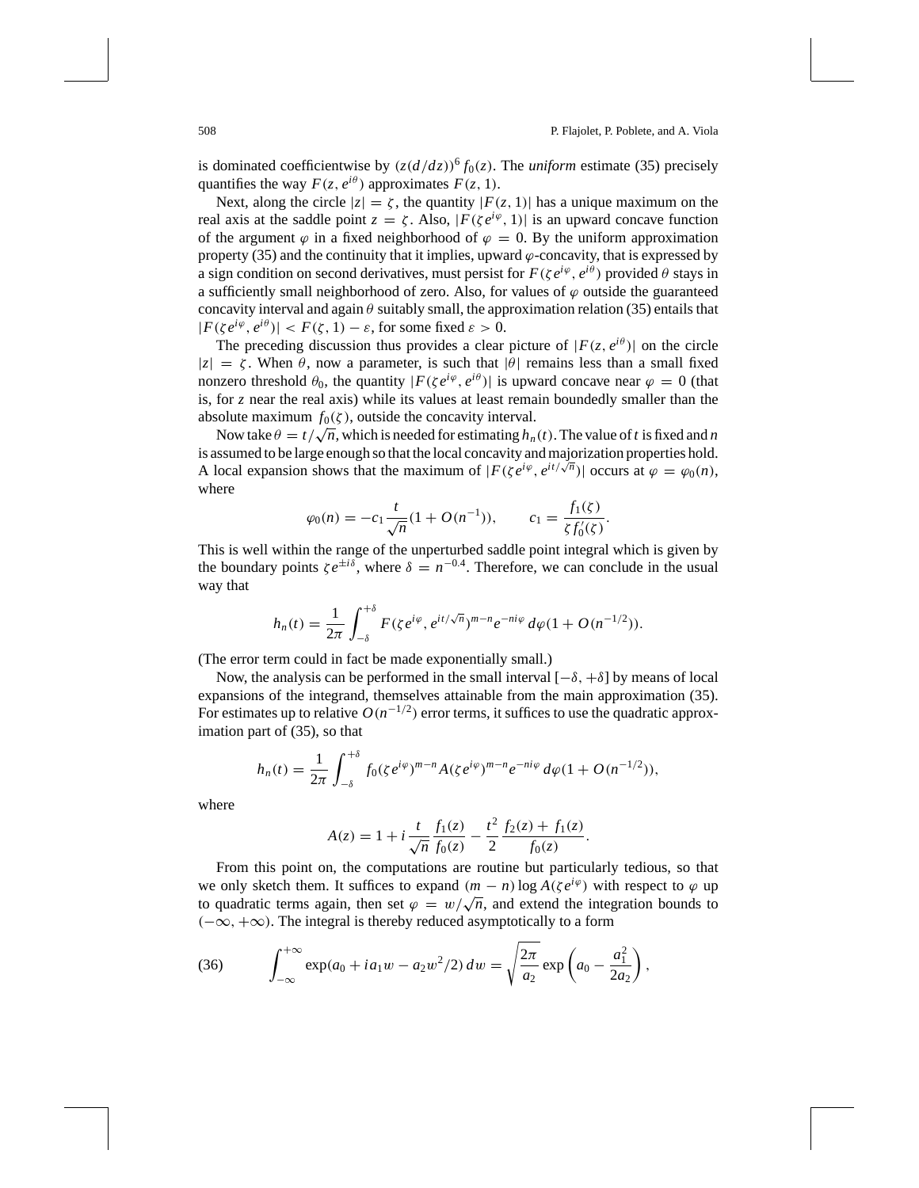is dominated coefficientwise by $(z(d/dz))^6 f_0(z)$. The *uniform* estimate (35) precisely quantifies the way $F(z, e^{i\theta})$ approximates $F(z, 1)$.

Next, along the circle $|z| = \zeta$, the quantity $|F(z, 1)|$ has a unique maximum on the real axis at the saddle point $z = \zeta$. Also, $|F(\zeta e^{i\varphi}, 1)|$ is an upward concave function of the argument $\varphi$ in a fixed neighborhood of $\varphi = 0$. By the uniform approximation property (35) and the continuity that it implies, upward $\varphi$-concavity, that is expressed by a sign condition on second derivatives, must persist for $F(\zeta e^{i\varphi}, e^{i\theta})$ provided $\theta$ stays in a sufficiently small neighborhood of zero. Also, for values of $\varphi$ outside the guaranteed concavity interval and again $\theta$ suitably small, the approximation relation (35) entails that $|F(\zeta e^{i\varphi}, e^{i\theta})| < F(\zeta, 1) - \varepsilon$, for some fixed $\varepsilon > 0$.

The preceding discussion thus provides a clear picture of $|F(z, e^{i\theta})|$ on the circle $|z| = \zeta$. When $\theta$, now a parameter, is such that $|\theta|$ remains less than a small fixed nonzero threshold $\theta_0$, the quantity $|F(\zeta e^{i\varphi}, e^{i\theta})|$ is upward concave near $\varphi = 0$ (that is, for $z$ near the real axis) while its values at least remain boundedly smaller than the absolute maximum $f_0(\zeta)$, outside the concavity interval.

Now take $\theta = t/\sqrt{n}$, which is needed for estimating $h_n(t)$. The value of $t$ is fixed and $n$ is assumed to be large enough so that the local concavity and majorization properties hold. A local expansion shows that the maximum of $|F(\zeta e^{i\varphi}, e^{it/\sqrt{n}})|$ occurs at $\varphi = \varphi_0(n)$, where

$$\varphi_0(n) = -c_1 \frac{t}{\sqrt{n}}(1 + O(n^{-1})), \qquad c_1 = \frac{f_1(\zeta)}{\zeta f_0'(\zeta)}.$$

This is well within the range of the unperturbed saddle point integral which is given by the boundary points $\zeta e^{\pm i\delta}$, where $\delta = n^{-0.4}$. Therefore, we can conclude in the usual way that

$$h_n(t) = \frac{1}{2\pi} \int_{-\delta}^{+\delta} F(\zeta e^{i\varphi}, e^{it/\sqrt{n}})^{m-n} e^{-ni\varphi}\, d\varphi (1 + O(n^{-1/2})).$$

(The error term could in fact be made exponentially small.)

Now, the analysis can be performed in the small interval $[-\delta, +\delta]$ by means of local expansions of the integrand, themselves attainable from the main approximation (35). For estimates up to relative $O(n^{-1/2})$ error terms, it suffices to use the quadratic approximation part of (35), so that

$$h_n(t) = \frac{1}{2\pi} \int_{-\delta}^{+\delta} f_0(\zeta e^{i\varphi})^{m-n} A(\zeta e^{i\varphi})^{m-n} e^{-ni\varphi}\, d\varphi (1 + O(n^{-1/2})),$$

where

$$A(z) = 1 + i \frac{t}{\sqrt{n}} \frac{f_1(z)}{f_0(z)} - \frac{t^2}{2} \frac{f_2(z) + f_1(z)}{f_0(z)}.$$

From this point on, the computations are routine but particularly tedious, so that we only sketch them. It suffices to expand $(m - n) \log A(\zeta e^{i\varphi})$ with respect to $\varphi$ up to quadratic terms again, then set $\varphi = w/\sqrt{n}$, and extend the integration bounds to $(-\infty, +\infty)$. The integral is thereby reduced asymptotically to a form

$$\int_{-\infty}^{+\infty} \exp(a_0 + i a_1 w - a_2 w^2/2)\, dw = \sqrt{\frac{2\pi}{a_2}} \exp\left(a_0 - \frac{a_1^2}{2a_2}\right), \tag{36}$$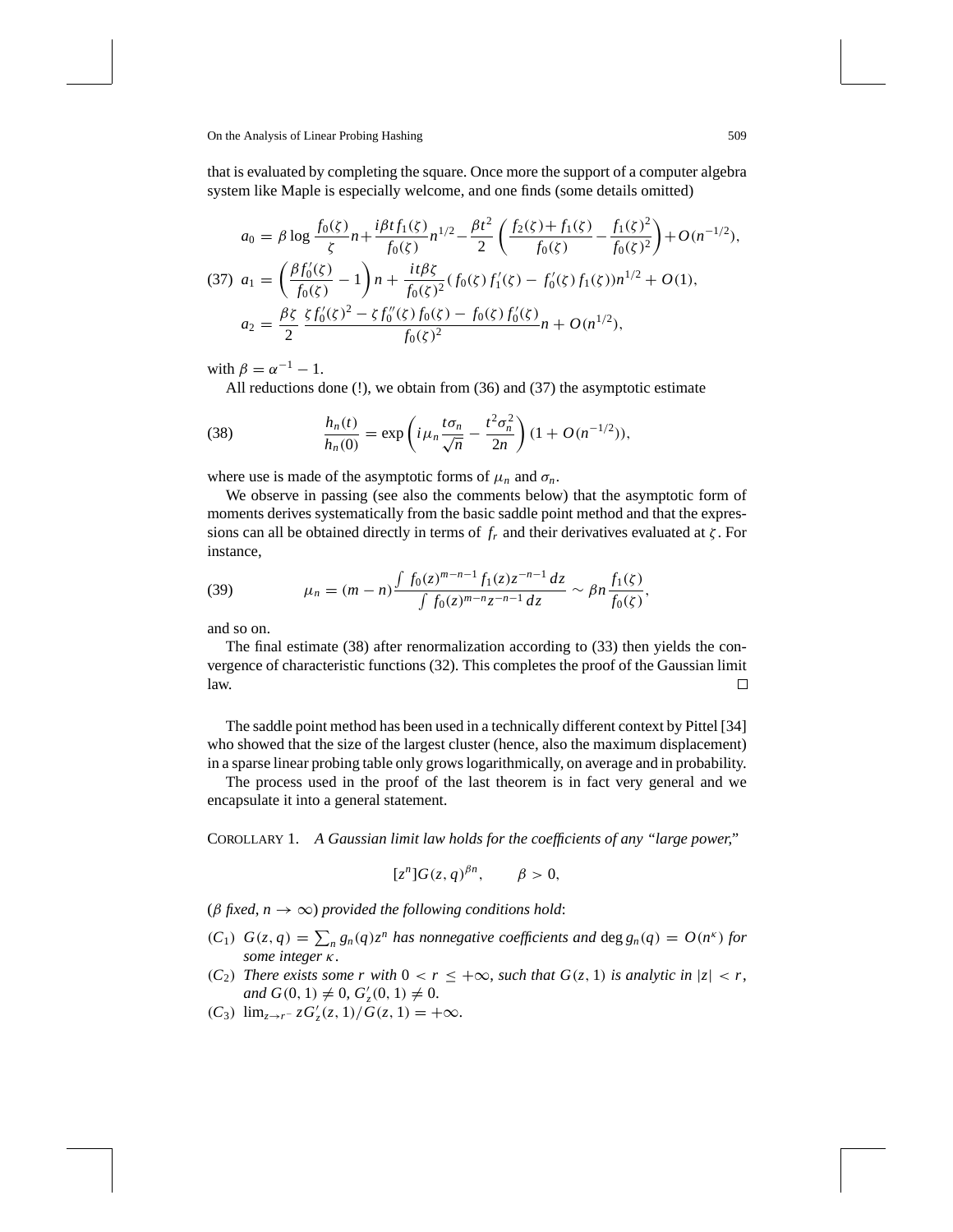that is evaluated by completing the square. Once more the support of a computer algebra system like Maple is especially welcome, and one finds (some details omitted)

$$
\begin{aligned}
a_0 &= \beta \log \frac{f_0(\zeta)}{\zeta} n + \frac{i\beta t f_1(\zeta)}{f_0(\zeta)} n^{1/2} - \frac{\beta t^2}{2}\left(\frac{f_2(\zeta)+f_1(\zeta)}{f_0(\zeta)} - \frac{f_1(\zeta)^2}{f_0(\zeta)^2}\right) + O(n^{-1/2}),\\
a_1 &= \left(\frac{\beta f_0'(\zeta)}{f_0(\zeta)} - 1\right) n + \frac{it\beta\zeta}{f_0(\zeta)^2}(f_0(\zeta) f_1'(\zeta) - f_0'(\zeta) f_1(\zeta)) n^{1/2} + O(1),\\
a_2 &= \frac{\beta\zeta}{2}\,\frac{\zeta f_0'(\zeta)^2 - \zeta f_0''(\zeta) f_0(\zeta) - f_0(\zeta) f_0'(\zeta)}{f_0(\zeta)^2} n + O(n^{1/2}),
\end{aligned}
\tag{37}
$$

with $\beta = \alpha^{-1} - 1$.

All reductions done (!), we obtain from (36) and (37) the asymptotic estimate

$$
\frac{h_n(t)}{h_n(0)} = \exp\left(i\mu_n \frac{t\sigma_n}{\sqrt{n}} - \frac{t^2\sigma_n^2}{2n}\right)(1 + O(n^{-1/2})),
\tag{38}
$$

where use is made of the asymptotic forms of $\mu_n$ and $\sigma_n$.

We observe in passing (see also the comments below) that the asymptotic form of moments derives systematically from the basic saddle point method and that the expressions can all be obtained directly in terms of $f_r$ and their derivatives evaluated at $\zeta$. For instance,

$$
\mu_n = (m-n)\frac{\int f_0(z)^{m-n-1} f_1(z) z^{-n-1}\, dz}{\int f_0(z)^{m-n} z^{-n-1}\, dz} \sim \beta n \frac{f_1(\zeta)}{f_0(\zeta)},
\tag{39}
$$

and so on.

The final estimate (38) after renormalization according to (33) then yields the convergence of characteristic functions (32). This completes the proof of the Gaussian limit law. □

The saddle point method has been used in a technically different context by Pittel [34] who showed that the size of the largest cluster (hence, also the maximum displacement) in a sparse linear probing table only grows logarithmically, on average and in probability.

The process used in the proof of the last theorem is in fact very general and we encapsulate it into a general statement.

COROLLARY 1. *A Gaussian limit law holds for the coefficients of any "large power,"*

$$
[z^n]G(z,q)^{\beta n}, \qquad \beta > 0,
$$

($\beta$ *fixed*, $n \to \infty$) *provided the following conditions hold*:

- $(C_1)$ $G(z,q) = \sum_n g_n(q) z^n$ *has nonnegative coefficients and* $\deg g_n(q) = O(n^\kappa)$ *for some integer* $\kappa$.
- $(C_2)$ *There exists some* $r$ *with* $0 < r \le +\infty$, *such that* $G(z,1)$ *is analytic in* $|z| < r$, *and* $G(0,1) \neq 0$, $G_z'(0,1) \neq 0$.
- $(C_3)$ $\lim_{z\to r^-} zG_z'(z,1)/G(z,1) = +\infty$.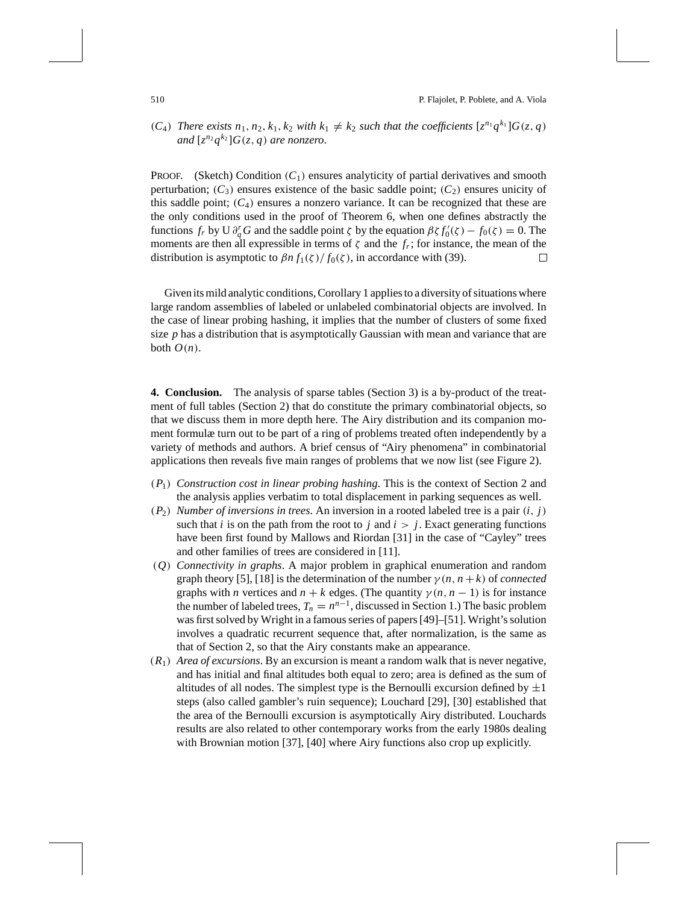($C_4$) *There exists* $n_1, n_2, k_1, k_2$ *with* $k_1 \neq k_2$ *such that the coefficients* $[z^{n_1}q^{k_1}]G(z,q)$ *and* $[z^{n_2}q^{k_2}]G(z,q)$ *are nonzero.*

PROOF. (Sketch) Condition ($C_1$) ensures analyticity of partial derivatives and smooth perturbation; ($C_3$) ensures existence of the basic saddle point; ($C_2$) ensures unicity of this saddle point; ($C_4$) ensures a nonzero variance. It can be recognized that these are the only conditions used in the proof of Theorem 6, when one defines abstractly the functions $f_r$ by $\mathrm{U}\,\partial_q^r G$ and the saddle point $\zeta$ by the equation $\beta\zeta f_0'(\zeta) - f_0(\zeta) = 0$. The moments are then all expressible in terms of $\zeta$ and the $f_r$; for instance, the mean of the distribution is asymptotic to $\beta n f_1(\zeta)/f_0(\zeta)$, in accordance with (39). □

Given its mild analytic conditions, Corollary 1 applies to a diversity of situations where large random assemblies of labeled or unlabeled combinatorial objects are involved. In the case of linear probing hashing, it implies that the number of clusters of some fixed size $p$ has a distribution that is asymptotically Gaussian with mean and variance that are both $O(n)$.

**4. Conclusion.** The analysis of sparse tables (Section 3) is a by-product of the treatment of full tables (Section 2) that do constitute the primary combinatorial objects, so that we discuss them in more depth here. The Airy distribution and its companion moment formulæ turn out to be part of a ring of problems treated often independently by a variety of methods and authors. A brief census of "Airy phenomena" in combinatorial applications then reveals five main ranges of problems that we now list (see Figure 2).

($P_1$) *Construction cost in linear probing hashing*. This is the context of Section 2 and the analysis applies verbatim to total displacement in parking sequences as well.

($P_2$) *Number of inversions in trees*. An inversion in a rooted labeled tree is a pair $(i, j)$ such that $i$ is on the path from the root to $j$ and $i > j$. Exact generating functions have been first found by Mallows and Riordan [31] in the case of "Cayley" trees and other families of trees are considered in [11].

($Q$) *Connectivity in graphs*. A major problem in graphical enumeration and random graph theory [5], [18] is the determination of the number $\gamma(n, n+k)$ of *connected* graphs with $n$ vertices and $n+k$ edges. (The quantity $\gamma(n, n-1)$ is for instance the number of labeled trees, $T_n = n^{n-1}$, discussed in Section 1.) The basic problem was first solved by Wright in a famous series of papers [49]–[51]. Wright's solution involves a quadratic recurrent sequence that, after normalization, is the same as that of Section 2, so that the Airy constants make an appearance.

($R_1$) *Area of excursions*. By an excursion is meant a random walk that is never negative, and has initial and final altitudes both equal to zero; area is defined as the sum of altitudes of all nodes. The simplest type is the Bernoulli excursion defined by $\pm 1$ steps (also called gambler's ruin sequence); Louchard [29], [30] established that the area of the Bernoulli excursion is asymptotically Airy distributed. Louchards results are also related to other contemporary works from the early 1980s dealing with Brownian motion [37], [40] where Airy functions also crop up explicitly.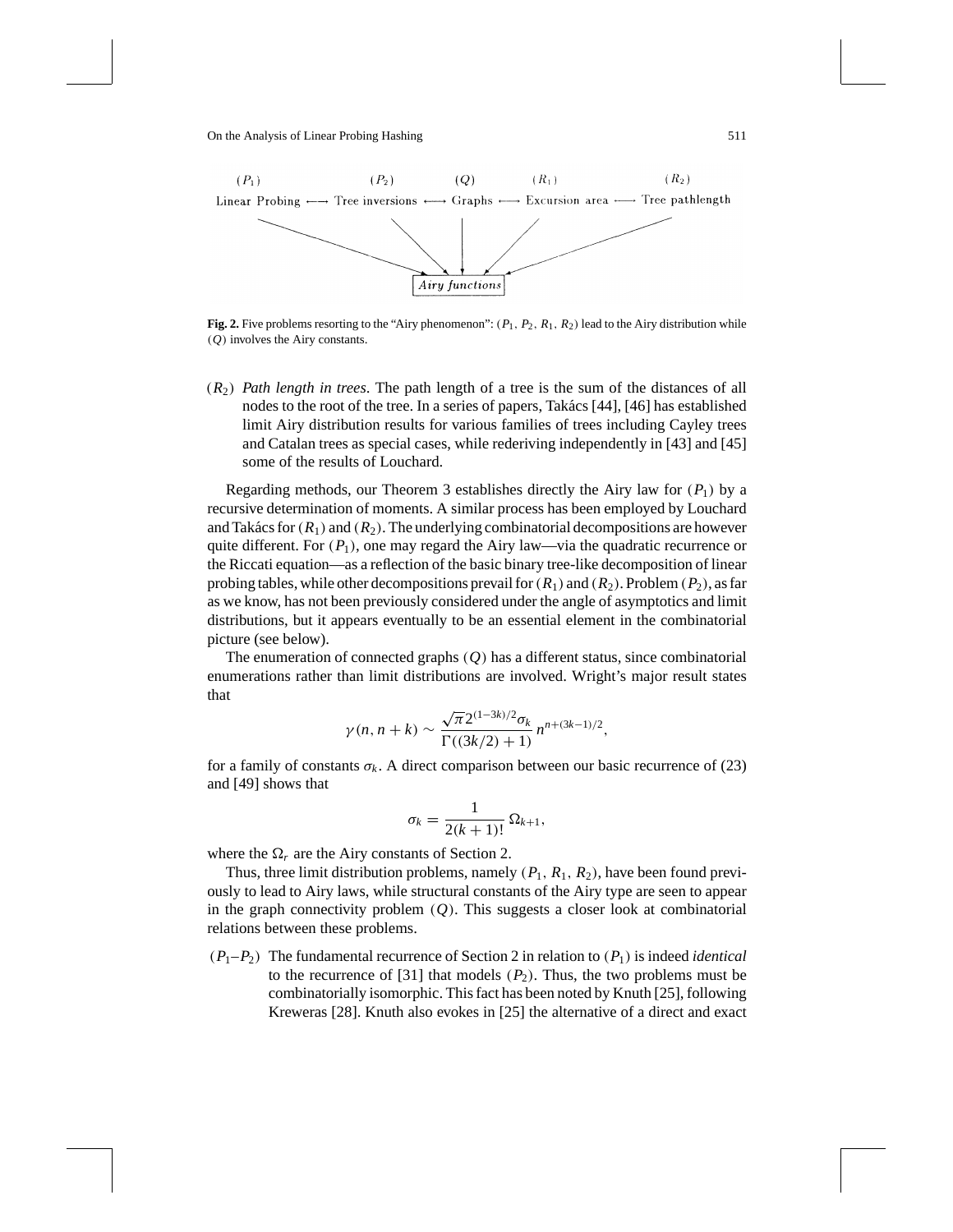(P₁) (P₂) (Q) (R₁) (R₂)

Linear Probing ⟷ Tree inversions ⟷ Graphs ⟷ Excursion area ⟷ Tree pathlength

Airy functions

**Fig. 2.** Five problems resorting to the "Airy phenomenon": $(P_1, P_2, R_1, R_2)$ lead to the Airy distribution while $(Q)$ involves the Airy constants.

$(R_2)$ *Path length in trees*. The path length of a tree is the sum of the distances of all nodes to the root of the tree. In a series of papers, Takács [44], [46] has established limit Airy distribution results for various families of trees including Cayley trees and Catalan trees as special cases, while rederiving independently in [43] and [45] some of the results of Louchard.

Regarding methods, our Theorem 3 establishes directly the Airy law for $(P_1)$ by a recursive determination of moments. A similar process has been employed by Louchard and Takács for $(R_1)$ and $(R_2)$. The underlying combinatorial decompositions are however quite different. For $(P_1)$, one may regard the Airy law—via the quadratic recurrence or the Riccati equation—as a reflection of the basic binary tree-like decomposition of linear probing tables, while other decompositions prevail for $(R_1)$ and $(R_2)$. Problem $(P_2)$, as far as we know, has not been previously considered under the angle of asymptotics and limit distributions, but it appears eventually to be an essential element in the combinatorial picture (see below).

The enumeration of connected graphs $(Q)$ has a different status, since combinatorial enumerations rather than limit distributions are involved. Wright's major result states that

$$\gamma(n, n+k) \sim \frac{\sqrt{\pi}\,2^{(1-3k)/2}\sigma_k}{\Gamma((3k/2)+1)}\, n^{n+(3k-1)/2},$$

for a family of constants $\sigma_k$. A direct comparison between our basic recurrence of (23) and [49] shows that

$$\sigma_k = \frac{1}{2(k+1)!}\,\Omega_{k+1},$$

where the $\Omega_r$ are the Airy constants of Section 2.

Thus, three limit distribution problems, namely $(P_1, R_1, R_2)$, have been found previously to lead to Airy laws, while structural constants of the Airy type are seen to appear in the graph connectivity problem $(Q)$. This suggests a closer look at combinatorial relations between these problems.

$(P_1–P_2)$ The fundamental recurrence of Section 2 in relation to $(P_1)$ is indeed *identical* to the recurrence of [31] that models $(P_2)$. Thus, the two problems must be combinatorially isomorphic. This fact has been noted by Knuth [25], following Kreweras [28]. Knuth also evokes in [25] the alternative of a direct and exact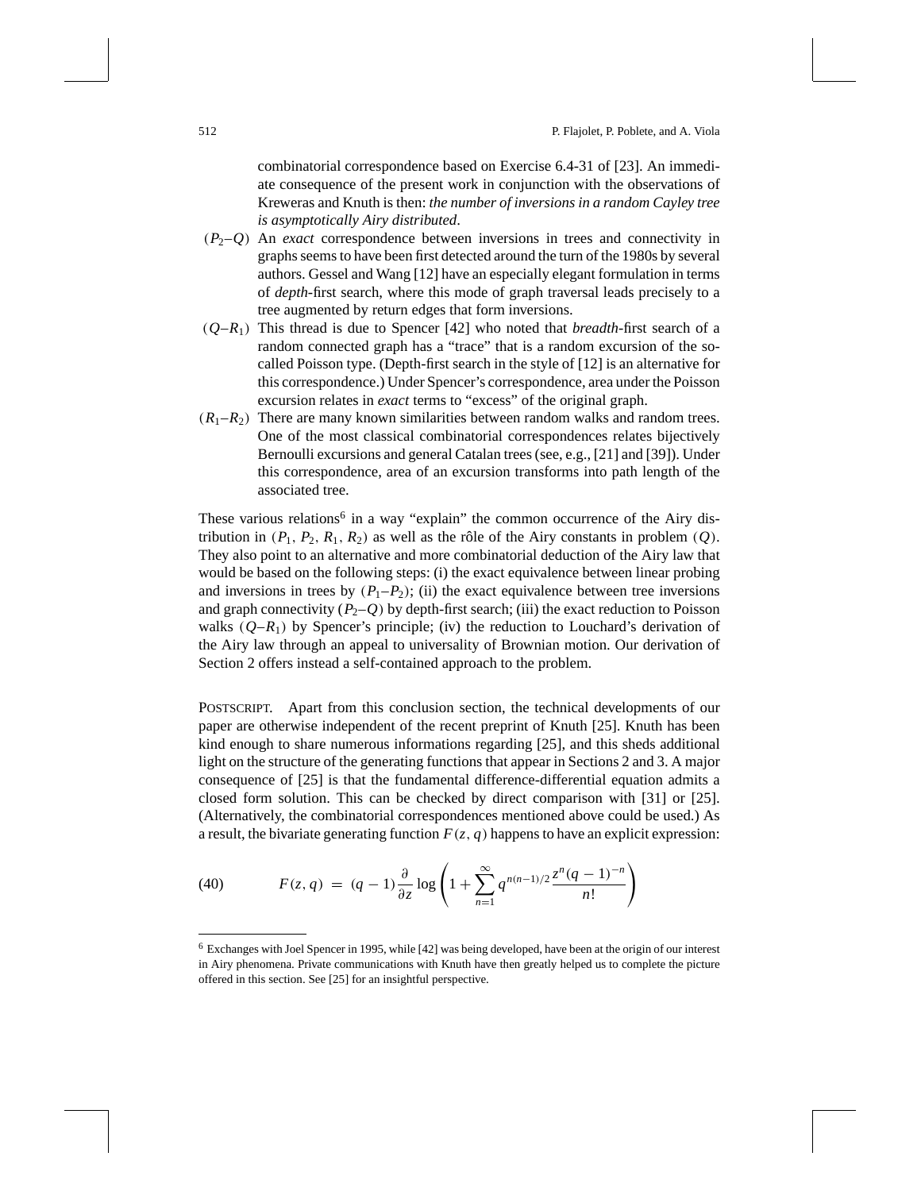combinatorial correspondence based on Exercise 6.4-31 of [23]. An immediate consequence of the present work in conjunction with the observations of Kreweras and Knuth is then: *the number of inversions in a random Cayley tree is asymptotically Airy distributed*.

- $(P_2–Q)$ An *exact* correspondence between inversions in trees and connectivity in graphs seems to have been first detected around the turn of the 1980s by several authors. Gessel and Wang [12] have an especially elegant formulation in terms of *depth*-first search, where this mode of graph traversal leads precisely to a tree augmented by return edges that form inversions.
- $(Q–R_1)$ This thread is due to Spencer [42] who noted that *breadth*-first search of a random connected graph has a "trace" that is a random excursion of the so-called Poisson type. (Depth-first search in the style of [12] is an alternative for this correspondence.) Under Spencer's correspondence, area under the Poisson excursion relates in *exact* terms to "excess" of the original graph.
- $(R_1–R_2)$ There are many known similarities between random walks and random trees. One of the most classical combinatorial correspondences relates bijectively Bernoulli excursions and general Catalan trees (see, e.g., [21] and [39]). Under this correspondence, area of an excursion transforms into path length of the associated tree.

These various relations[6] in a way "explain" the common occurrence of the Airy distribution in $(P_1, P_2, R_1, R_2)$ as well as the rôle of the Airy constants in problem $(Q)$. They also point to an alternative and more combinatorial deduction of the Airy law that would be based on the following steps: (i) the exact equivalence between linear probing and inversions in trees by $(P_1–P_2)$; (ii) the exact equivalence between tree inversions and graph connectivity $(P_2–Q)$ by depth-first search; (iii) the exact reduction to Poisson walks $(Q–R_1)$ by Spencer's principle; (iv) the reduction to Louchard's derivation of the Airy law through an appeal to universality of Brownian motion. Our derivation of Section 2 offers instead a self-contained approach to the problem.

POSTSCRIPT. Apart from this conclusion section, the technical developments of our paper are otherwise independent of the recent preprint of Knuth [25]. Knuth has been kind enough to share numerous informations regarding [25], and this sheds additional light on the structure of the generating functions that appear in Sections 2 and 3. A major consequence of [25] is that the fundamental difference-differential equation admits a closed form solution. This can be checked by direct comparison with [31] or [25]. (Alternatively, the combinatorial correspondences mentioned above could be used.) As a result, the bivariate generating function $F(z, q)$ happens to have an explicit expression:

$$F(z, q) = (q-1)\frac{\partial}{\partial z}\log\left(1 + \sum_{n=1}^{\infty} q^{n(n-1)/2}\frac{z^n(q-1)^{-n}}{n!}\right) \tag{40}$$

---

[6] Exchanges with Joel Spencer in 1995, while [42] was being developed, have been at the origin of our interest in Airy phenomena. Private communications with Knuth have then greatly helped us to complete the picture offered in this section. See [25] for an insightful perspective.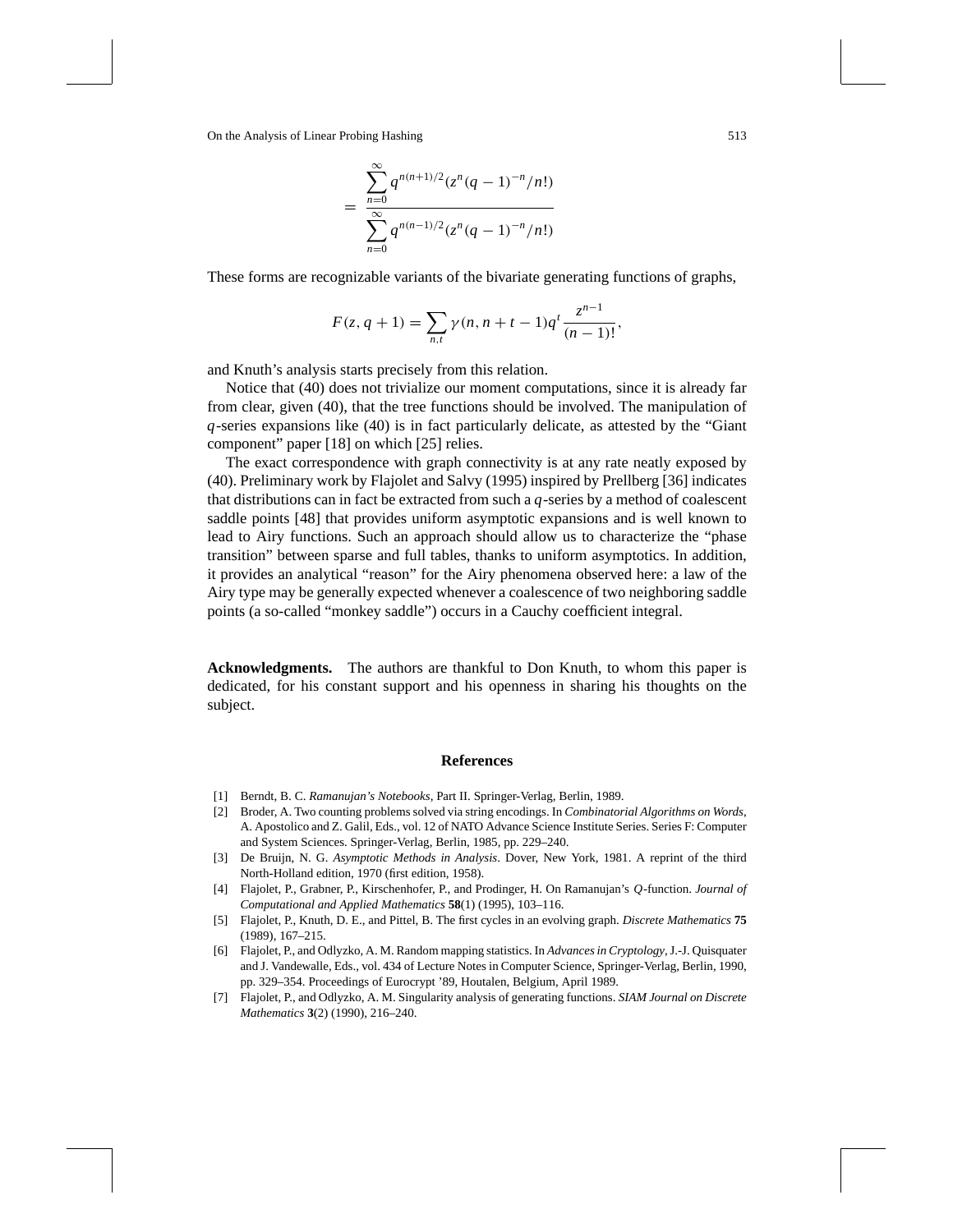$$= \frac{\sum_{n=0}^{\infty} q^{n(n+1)/2}(z^n(q-1)^{-n}/n!)}{\sum_{n=0}^{\infty} q^{n(n-1)/2}(z^n(q-1)^{-n}/n!)}$$

These forms are recognizable variants of the bivariate generating functions of graphs,

$$F(z, q+1) = \sum_{n,t} \gamma(n, n+t-1) q^t \frac{z^{n-1}}{(n-1)!},$$

and Knuth's analysis starts precisely from this relation.

Notice that (40) does not trivialize our moment computations, since it is already far from clear, given (40), that the tree functions should be involved. The manipulation of $q$-series expansions like (40) is in fact particularly delicate, as attested by the "Giant component" paper [18] on which [25] relies.

The exact correspondence with graph connectivity is at any rate neatly exposed by (40). Preliminary work by Flajolet and Salvy (1995) inspired by Prellberg [36] indicates that distributions can in fact be extracted from such a $q$-series by a method of coalescent saddle points [48] that provides uniform asymptotic expansions and is well known to lead to Airy functions. Such an approach should allow us to characterize the "phase transition" between sparse and full tables, thanks to uniform asymptotics. In addition, it provides an analytical "reason" for the Airy phenomena observed here: a law of the Airy type may be generally expected whenever a coalescence of two neighboring saddle points (a so-called "monkey saddle") occurs in a Cauchy coefficient integral.

**Acknowledgments.** The authors are thankful to Don Knuth, to whom this paper is dedicated, for his constant support and his openness in sharing his thoughts on the subject.

## References

[1] Berndt, B. C. *Ramanujan's Notebooks*, Part II. Springer-Verlag, Berlin, 1989.

[2] Broder, A. Two counting problems solved via string encodings. In *Combinatorial Algorithms on Words*, A. Apostolico and Z. Galil, Eds., vol. 12 of NATO Advance Science Institute Series. Series F: Computer and System Sciences. Springer-Verlag, Berlin, 1985, pp. 229–240.

[3] De Bruijn, N. G. *Asymptotic Methods in Analysis*. Dover, New York, 1981. A reprint of the third North-Holland edition, 1970 (first edition, 1958).

[4] Flajolet, P., Grabner, P., Kirschenhofer, P., and Prodinger, H. On Ramanujan's $Q$-function. *Journal of Computational and Applied Mathematics* **58**(1) (1995), 103–116.

[5] Flajolet, P., Knuth, D. E., and Pittel, B. The first cycles in an evolving graph. *Discrete Mathematics* **75** (1989), 167–215.

[6] Flajolet, P., and Odlyzko, A. M. Random mapping statistics. In *Advances in Cryptology*, J.-J. Quisquater and J. Vandewalle, Eds., vol. 434 of Lecture Notes in Computer Science, Springer-Verlag, Berlin, 1990, pp. 329–354. Proceedings of Eurocrypt '89, Houtalen, Belgium, April 1989.

[7] Flajolet, P., and Odlyzko, A. M. Singularity analysis of generating functions. *SIAM Journal on Discrete Mathematics* **3**(2) (1990), 216–240.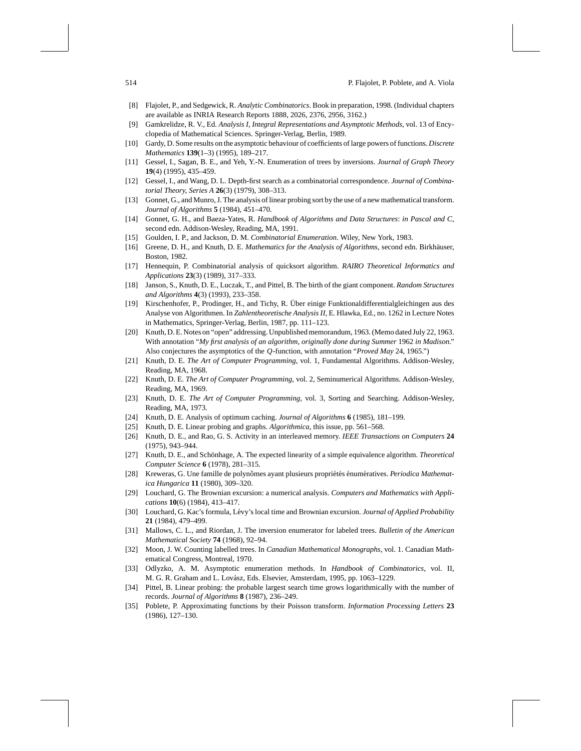[8] Flajolet, P., and Sedgewick, R. *Analytic Combinatorics*. Book in preparation, 1998. (Individual chapters are available as INRIA Research Reports 1888, 2026, 2376, 2956, 3162.)

[9] Gamkrelidze, R. V., Ed. *Analysis I, Integral Representations and Asymptotic Methods*, vol. 13 of Encyclopedia of Mathematical Sciences. Springer-Verlag, Berlin, 1989.

[10] Gardy, D. Some results on the asymptotic behaviour of coefficients of large powers of functions. *Discrete Mathematics* **139**(1–3) (1995), 189–217.

[11] Gessel, I., Sagan, B. E., and Yeh, Y.-N. Enumeration of trees by inversions. *Journal of Graph Theory* **19**(4) (1995), 435–459.

[12] Gessel, I., and Wang, D. L. Depth-first search as a combinatorial correspondence. *Journal of Combinatorial Theory, Series A* **26**(3) (1979), 308–313.

[13] Gonnet, G., and Munro, J. The analysis of linear probing sort by the use of a new mathematical transform. *Journal of Algorithms* **5** (1984), 451–470.

[14] Gonnet, G. H., and Baeza-Yates, R. *Handbook of Algorithms and Data Structures*: *in Pascal and C*, second edn. Addison-Wesley, Reading, MA, 1991.

[15] Goulden, I. P., and Jackson, D. M. *Combinatorial Enumeration*. Wiley, New York, 1983.

[16] Greene, D. H., and Knuth, D. E. *Mathematics for the Analysis of Algorithms*, second edn. Birkhäuser, Boston, 1982.

[17] Hennequin, P. Combinatorial analysis of quicksort algorithm. *RAIRO Theoretical Informatics and Applications* **23**(3) (1989), 317–333.

[18] Janson, S., Knuth, D. E., Luczak, T., and Pittel, B. The birth of the giant component. *Random Structures and Algorithms* **4**(3) (1993), 233–358.

[19] Kirschenhofer, P., Prodinger, H., and Tichy, R. Über einige Funktionaldifferentialgleichingen aus des Analyse von Algorithmen. In *Zahlentheoretische Analysis II*, E. Hlawka, Ed., no. 1262 in Lecture Notes in Mathematics, Springer-Verlag, Berlin, 1987, pp. 111–123.

[20] Knuth, D. E. Notes on "open" addressing. Unpublished memorandum, 1963. (Memo dated July 22, 1963. With annotation "*My first analysis of an algorithm, originally done during Summer* 1962 *in Madison*." Also conjectures the asymptotics of the $Q$-function, with annotation "*Proved May* 24, 1965.")

[21] Knuth, D. E. *The Art of Computer Programming*, vol. 1, Fundamental Algorithms. Addison-Wesley, Reading, MA, 1968.

[22] Knuth, D. E. *The Art of Computer Programming*, vol. 2, Seminumerical Algorithms. Addison-Wesley, Reading, MA, 1969.

[23] Knuth, D. E. *The Art of Computer Programming*, vol. 3, Sorting and Searching. Addison-Wesley, Reading, MA, 1973.

[24] Knuth, D. E. Analysis of optimum caching. *Journal of Algorithms* **6** (1985), 181–199.

[25] Knuth, D. E. Linear probing and graphs. *Algorithmica*, this issue, pp. 561–568.

[26] Knuth, D. E., and Rao, G. S. Activity in an interleaved memory. *IEEE Transactions on Computers* **24** (1975), 943–944.

[27] Knuth, D. E., and Schönhage, A. The expected linearity of a simple equivalence algorithm. *Theoretical Computer Science* **6** (1978), 281–315.

[28] Kreweras, G. Une famille de polynômes ayant plusieurs propriétés énumératives. *Periodica Mathematica Hungarica* **11** (1980), 309–320.

[29] Louchard, G. The Brownian excursion: a numerical analysis. *Computers and Mathematics with Applications* **10**(6) (1984), 413–417.

[30] Louchard, G. Kac's formula, Lévy's local time and Brownian excursion. *Journal of Applied Probability* **21** (1984), 479–499.

[31] Mallows, C. L., and Riordan, J. The inversion enumerator for labeled trees. *Bulletin of the American Mathematical Society* **74** (1968), 92–94.

[32] Moon, J. W. Counting labelled trees. In *Canadian Mathematical Monographs*, vol. 1. Canadian Mathematical Congress, Montreal, 1970.

[33] Odlyzko, A. M. Asymptotic enumeration methods. In *Handbook of Combinatorics*, vol. II, M. G. R. Graham and L. Lovász, Eds. Elsevier, Amsterdam, 1995, pp. 1063–1229.

[34] Pittel, B. Linear probing: the probable largest search time grows logarithmically with the number of records. *Journal of Algorithms* **8** (1987), 236–249.

[35] Poblete, P. Approximating functions by their Poisson transform. *Information Processing Letters* **23** (1986), 127–130.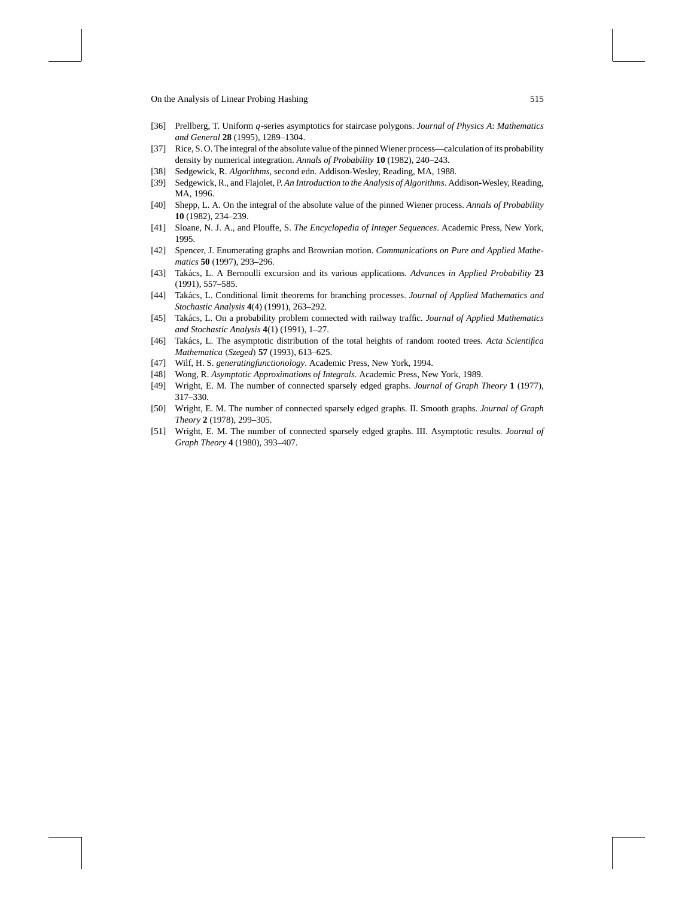[36] Prellberg, T. Uniform $q$-series asymptotics for staircase polygons. *Journal of Physics A: Mathematics and General* **28** (1995), 1289–1304.

[37] Rice, S. O. The integral of the absolute value of the pinned Wiener process—calculation of its probability density by numerical integration. *Annals of Probability* **10** (1982), 240–243.

[38] Sedgewick, R. *Algorithms*, second edn. Addison-Wesley, Reading, MA, 1988.

[39] Sedgewick, R., and Flajolet, P. *An Introduction to the Analysis of Algorithms*. Addison-Wesley, Reading, MA, 1996.

[40] Shepp, L. A. On the integral of the absolute value of the pinned Wiener process. *Annals of Probability* **10** (1982), 234–239.

[41] Sloane, N. J. A., and Plouffe, S. *The Encyclopedia of Integer Sequences*. Academic Press, New York, 1995.

[42] Spencer, J. Enumerating graphs and Brownian motion. *Communications on Pure and Applied Mathematics* **50** (1997), 293–296.

[43] Takács, L. A Bernoulli excursion and its various applications. *Advances in Applied Probability* **23** (1991), 557–585.

[44] Takács, L. Conditional limit theorems for branching processes. *Journal of Applied Mathematics and Stochastic Analysis* **4**(4) (1991), 263–292.

[45] Takács, L. On a probability problem connected with railway traffic. *Journal of Applied Mathematics and Stochastic Analysis* **4**(1) (1991), 1–27.

[46] Takács, L. The asymptotic distribution of the total heights of random rooted trees. *Acta Scientifica Mathematica* (*Szeged*) **57** (1993), 613–625.

[47] Wilf, H. S. *generatingfunctionology*. Academic Press, New York, 1994.

[48] Wong, R. *Asymptotic Approximations of Integrals*. Academic Press, New York, 1989.

[49] Wright, E. M. The number of connected sparsely edged graphs. *Journal of Graph Theory* **1** (1977), 317–330.

[50] Wright, E. M. The number of connected sparsely edged graphs. II. Smooth graphs. *Journal of Graph Theory* **2** (1978), 299–305.

[51] Wright, E. M. The number of connected sparsely edged graphs. III. Asymptotic results. *Journal of Graph Theory* **4** (1980), 393–407.